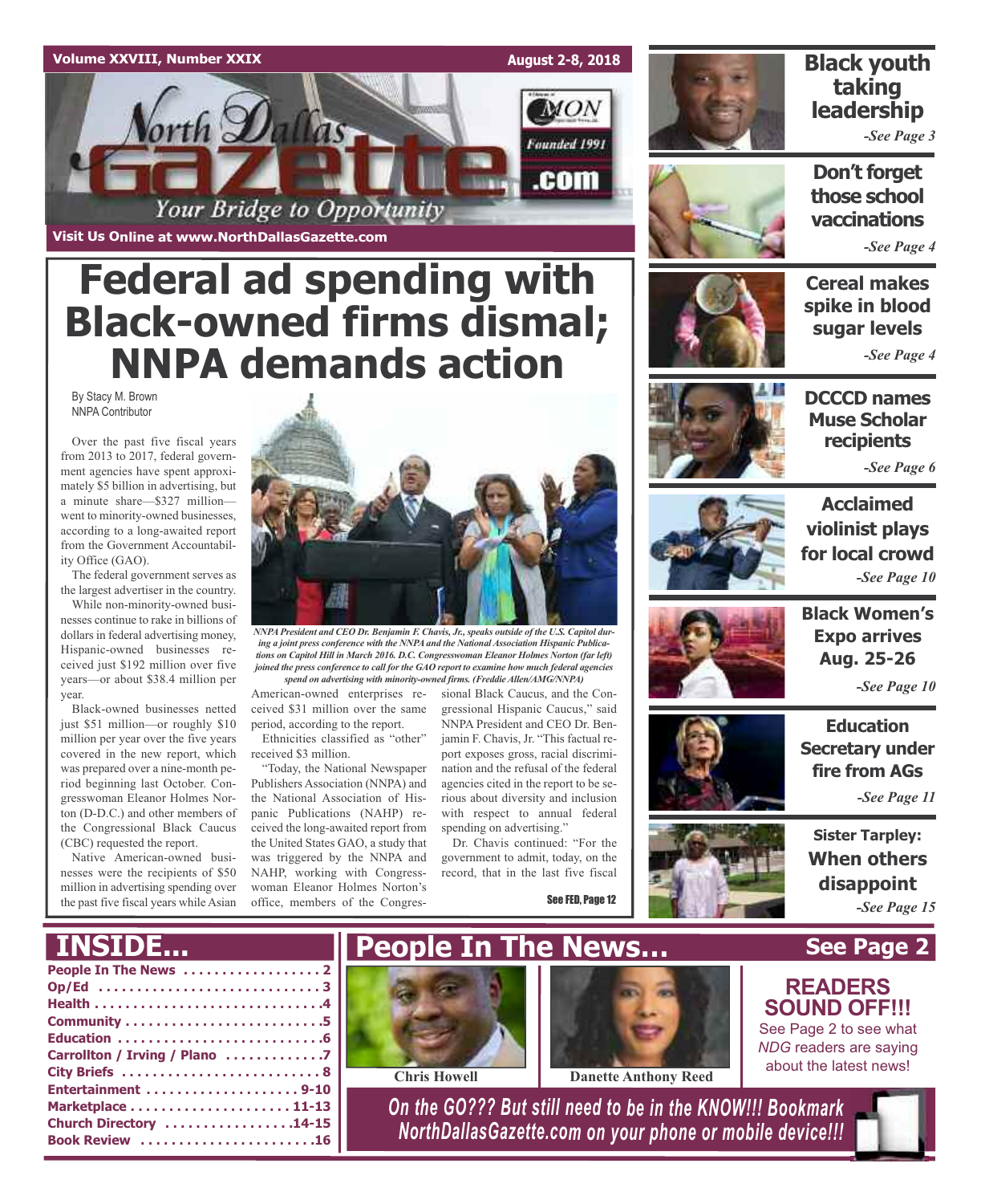Volume XXVIII, Number XXIX

August 2-8, 2018

North Dallas Gazette

Founded 1991

.com

Your Bridge to Opportunity

Visit Us Online at www.NorthDallasGazette.com

# Federal ad spending with Black-owned firms dismal; NNPA demands action

By Stacy M. Brown
NNPA Contributor

Over the past five fiscal years from 2013 to 2017, federal government agencies have spent approximately $5 billion in advertising, but a minute share—$327 million—went to minority-owned businesses, according to a long-awaited report from the Government Accountability Office (GAO).

The federal government serves as the largest advertiser in the country.

While non-minority-owned businesses continue to rake in billions of dollars in federal advertising money, Hispanic-owned businesses received just $192 million over five years—or about $38.4 million per year.

Black-owned businesses netted just $51 million—or roughly $10 million per year over the five years covered in the new report, which was prepared over a nine-month period beginning last October. Congresswoman Eleanor Holmes Norton (D-D.C.) and other members of the Congressional Black Caucus (CBC) requested the report.

Native American-owned businesses were the recipients of $50 million in advertising spending over the past five fiscal years while Asian American-owned enterprises received $31 million over the same period, according to the report.

Ethnicities classified as "other" received $3 million.

"Today, the National Newspaper Publishers Association (NNPA) and the National Association of Hispanic Publications (NAHP) received the long-awaited report from the United States GAO, a study that was triggered by the NNPA and NAHP, working with Congresswoman Eleanor Holmes Norton's office, members of the Congressional Black Caucus, and the Congressional Hispanic Caucus," said NNPA President and CEO Dr. Benjamin F. Chavis, Jr. "This factual report exposes gross, racial discrimination and the refusal of the federal agencies cited in the report to be serious about diversity and inclusion with respect to annual federal spending on advertising."

Dr. Chavis continued: "For the government to admit, today, on the record, that in the last five fiscal

See FED, Page 12

*NNPA President and CEO Dr. Benjamin F. Chavis, Jr., speaks outside of the U.S. Capitol during a joint press conference with the NNPA and the National Association Hispanic Publications on Capitol Hill in March 2016. D.C. Congresswoman Eleanor Holmes Norton (far left) joined the press conference to call for the GAO report to examine how much federal agencies spend on advertising with minority-owned firms. (Freddie Allen/AMG/NNPA)*

**Black youth taking leadership**
*-See Page 3*

**Don't forget those school vaccinations**
*-See Page 4*

**Cereal makes spike in blood sugar levels**
*-See Page 4*

**DCCCD names Muse Scholar recipients**
*-See Page 6*

**Acclaimed violinist plays for local crowd**
*-See Page 10*

**Black Women's Expo arrives Aug. 25-26**
*-See Page 10*

**Education Secretary under fire from AGs**
*-See Page 11*

**Sister Tarpley: When others disappoint**
*-See Page 15*

## INSIDE...

- People In The News .................. 2
- Op/Ed ............................ 3
- Health ............................ 4
- Community ........................ 5
- Education .......................... 6
- Carrollton / Irving / Plano ............ 7
- City Briefs ......................... 8
- Entertainment ................... 9-10
- Marketplace .................... 11-13
- Church Directory ............... 14-15
- Book Review ...................... 16

## People In The News...

See Page 2

Chris Howell

Danette Anthony Reed

**READERS SOUND OFF!!!**
See Page 2 to see what *NDG* readers are saying about the latest news!

*On the GO??? But still need to be in the KNOW!!! Bookmark NorthDallasGazette.com on your phone or mobile device!!!*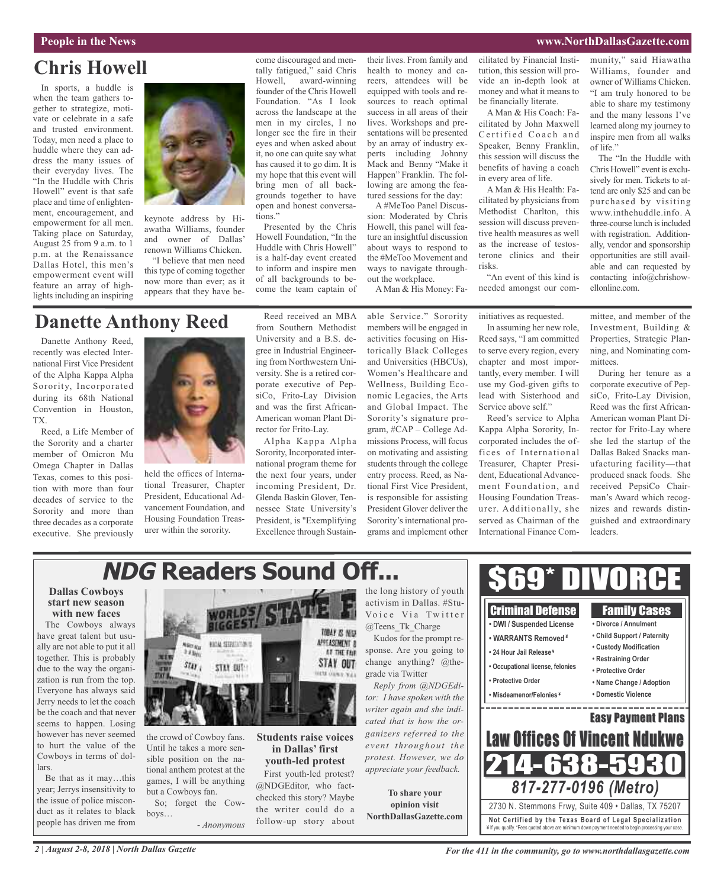# Chris Howell

In sports, a huddle is when the team gathers together to strategize, motivate or celebrate in a safe and trusted environment. Today, men need a place to huddle where they can address the many issues of their everyday lives. The "In the Huddle with Chris Howell" event is that safe place and time of enlightenment, encouragement, and empowerment for all men. Taking place on Saturday, August 25 from 9 a.m. to 1 p.m. at the Renaissance Dallas Hotel, this men's empowerment event will feature an array of highlights including an inspiring keynote address by Hiawatha Williams, founder and owner of Dallas' renown Williams Chicken.

"I believe that men need this type of coming together now more than ever; as it appears that they have become discouraged and mentally fatigued," said Chris Howell, award-winning founder of the Chris Howell Foundation. "As I look across the landscape at the men in my circles, I no longer see the fire in their eyes and when asked about it, no one can quite say what has caused it to go dim. It is my hope that this event will bring men of all backgrounds together to have open and honest conversations."

Presented by the Chris Howell Foundation, "In the Huddle with Chris Howell" is a half-day event created to inform and inspire men of all backgrounds to become the team captain of their lives. From family and health to money and careers, attendees will be equipped with tools and resources to reach optimal success in all areas of their lives. Workshops and presentations will be presented by an array of industry experts including Johnny Mack and Benny "Make it Happen" Franklin. The following are among the featured sessions for the day:

A #MeToo Panel Discussion: Moderated by Chris Howell, this panel will feature an insightful discussion about ways to respond to the #MeToo Movement and ways to navigate throughout the workplace.

A Man & His Money: Facilitated by Financial Institution, this session will provide an in-depth look at money and what it means to be financially literate.

A Man & His Coach: Facilitated by John Maxwell Certified Coach and Speaker, Benny Franklin, this session will discuss the benefits of having a coach in every area of life.

A Man & His Health: Facilitated by physicians from Methodist Charlton, this session will discuss preventive health measures as well as the increase of testosterone clinics and their risks.

"An event of this kind is needed amongst our community," said Hiawatha Williams, founder and owner of Williams Chicken. "I am truly honored to be able to share my testimony and the many lessons I've learned along my journey to inspire men from all walks of life."

The "In the Huddle with Chris Howell" event is exclusively for men. Tickets to attend are only $25 and can be purchased by visiting www.inthehuddle.info. A three-course lunch is included with registration. Additionally, vendor and sponsorship opportunities are still available and can be requested by contacting info@chrishowellonline.com.

# Danette Anthony Reed

Danette Anthony Reed, recently was elected International First Vice President of the Alpha Kappa Alpha Sorority, Incorporated during its 68th National Convention in Houston, TX.

Reed, a Life Member of the Sorority and a charter member of Omicron Mu Omega Chapter in Dallas Texas, comes to this position with more than four decades of service to the Sorority and more than three decades as a corporate executive. She previously held the offices of International Treasurer, Chapter President, Educational Advancement Foundation, and Housing Foundation Treasurer within the sorority.

Reed received an MBA from Southern Methodist University and a B.S. degree in Industrial Engineering from Northwestern University. She is a retired corporate executive of PepsiCo, Frito-Lay Division and was the first African-American woman Plant Director for Frito-Lay.

Alpha Kappa Alpha Sorority, Incorporated international program theme for the next four years, under incoming President, Dr. Glenda Baskin Glover, Tennessee State University's President, is "Exemplifying Excellence through Sustainable Service." Sorority members will be engaged in activities focusing on Historically Black Colleges and Universities (HBCUs), Women's Healthcare and Wellness, Building Economic Legacies, the Arts and Global Impact. The Sorority's signature program, #CAP – College Admissions Process, will focus on motivating and assisting students through the college entry process. Reed, as National First Vice President, is responsible for assisting President Glover deliver the Sorority's international programs and implement other initiatives as requested.

In assuming her new role, Reed says, "I am committed to serve every region, every chapter and most importantly, every member. I will use my God-given gifts to lead with Sisterhood and Service above self."

Reed's service to Alpha Kappa Alpha Sorority, Incorporated includes the offices of International Treasurer, Chapter President, Educational Advancement Foundation, and Housing Foundation Treasurer. Additionally, she served as Chairman of the International Finance Committee, and member of the Investment, Building & Properties, Strategic Planning, and Nominating committees.

During her tenure as a corporate executive of PepsiCo, Frito-Lay Division, Reed was the first African-American woman Plant Director for Frito-Lay where she led the startup of the Dallas Baked Snacks manufacturing facility—that produced snack foods. She received PepsiCo Chairman's Award which recognizes and rewards distinguished and extraordinary leaders.

# *NDG* Readers Sound Off...

### Dallas Cowboys start new season with new faces

The Cowboys always have great talent but usually are not able to put it all together. This is probably due to the way the organization is run from the top. Everyone has always said Jerry needs to let the coach be the coach and that never seems to happen. Losing however has never seemed to hurt the value of the Cowboys in terms of dollars.

Be that as it may…this year; Jerrys insensitivity to the issue of police misconduct as it relates to black people has driven me from the crowd of Cowboy fans. Until he takes a more sensible position on the national anthem protest at the games, I will be anything but a Cowboys fan.

So; forget the Cowboys…

*- Anonymous*

### Students raise voices in Dallas' first youth-led protest

First youth-led protest? @NDGEditor, who fact-checked this story? Maybe the writer could do a follow-up story about the long history of youth activism in Dallas. #StuVoice Via Twitter @Teens_Tk_Charge

Kudos for the prompt response. Are you going to change anything? @thegrade via Twitter

*Reply from @NDGEditor: I have spoken with the writer again and she indicated that is how the organizers referred to the event throughout the protest. However, we do appreciate your feedback.*

**To share your opinion visit NorthDallasGazette.com**

# $69* DIVORCE

**Criminal Defense**
- DWI / Suspended License
- WARRANTS Removed ¥
- 24 Hour Jail Release ¥
- Occupational license, felonies
- Protective Order
- Misdeamenor/Felonies ¥

**Family Cases**
- Divorce / Annulment
- Child Support / Paternity
- Custody Modification
- Restraining Order
- Protective Order
- Name Change / Adoption
- Domestic Violence

**Easy Payment Plans**

**Law Offices Of Vincent Ndukwe**

**214-638-5930**

**817-277-0196 (Metro)**

2730 N. Stemmons Frwy, Suite 409 • Dallas, TX 75207

**Not Certified by the Texas Board of Legal Specialization**

¥ If you qualify. *Fees quoted above are minimum down payment needed to begin processing your case.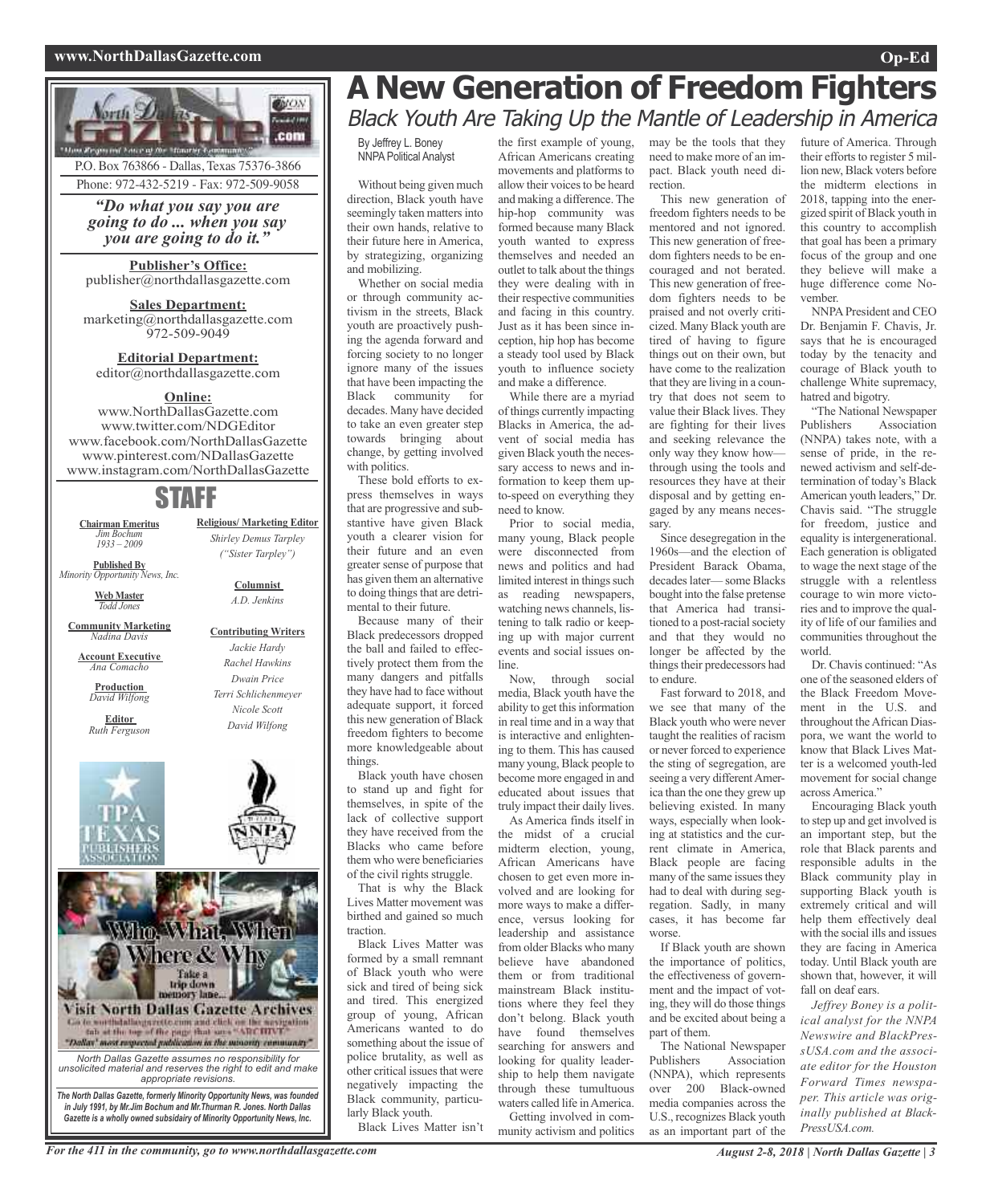P.O. Box 763866 - Dallas, Texas 75376-3866

Phone: 972-432-5219 - Fax: 972-509-9058

*"Do what you say you are going to do ... when you say you are going to do it."*

**Publisher's Office:**
publisher@northdallasgazette.com

**Sales Department:**
marketing@northdallasgazette.com
972-509-9049

**Editorial Department:**
editor@northdallasgazette.com

**Online:**
www.NorthDallasGazette.com
www.twitter.com/NDGEditor
www.facebook.com/NorthDallasGazette
www.pinterest.com/NDallasGazette
www.instagram.com/NorthDallasGazette

## STAFF

**Chairman Emeritus**
*Jim Bochum*
*1933 – 2009*

**Published By**
*Minority Opportunity News, Inc.*

**Web Master**
*Todd Jones*

**Community Marketing**
*Nadina Davis*

**Account Executive**
*Ana Comacho*

**Production**
*David Wilfong*

**Editor**
*Ruth Ferguson*

**Religious/ Marketing Editor**
*Shirley Demus Tarpley*
*("Sister Tarpley")*

**Columnist**
*A.D. Jenkins*

**Contributing Writers**
*Jackie Hardy*
*Rachel Hawkins*
*Dwain Price*
*Terri Schlichenmeyer*
*Nicole Scott*
*David Wilfong*

Who, What, When Where & Why

Take a trip down memory lane...

Visit North Dallas Gazette Archives

Go to northdallasgazette.com and click on the navigation tab at the top of the page that says "ARCHIVE"

"Dallas' most respected publication in the minority community"

*North Dallas Gazette assumes no responsibility for unsolicited material and reserves the right to edit and make appropriate revisions.*

***The North Dallas Gazette, formerly Minority Opportunity News, was founded in July 1991, by Mr.Jim Bochum and Mr.Thurman R. Jones. North Dallas Gazette is a wholly owned subsidairy of Minority Opportunity News, Inc.***

# A New Generation of Freedom Fighters

## *Black Youth Are Taking Up the Mantle of Leadership in America*

By Jeffrey L. Boney
NNPA Political Analyst

Without being given much direction, Black youth have seemingly taken matters into their own hands, relative to their future here in America, by strategizing, organizing and mobilizing.

Whether on social media or through community activism in the streets, Black youth are proactively pushing the agenda forward and forcing society to no longer ignore many of the issues that have been impacting the Black community for decades. Many have decided to take an even greater step towards bringing about change, by getting involved with politics.

These bold efforts to express themselves in ways that are progressive and substantive have given Black youth a clearer vision for their future and an even greater sense of purpose that has given them an alternative to doing things that are detrimental to their future.

Because many of their Black predecessors dropped the ball and failed to effectively protect them from the many dangers and pitfalls they have had to face without adequate support, it forced this new generation of Black freedom fighters to become more knowledgeable about things.

Black youth have chosen to stand up and fight for themselves, in spite of the lack of collective support they have received from the Blacks who came before them who were beneficiaries of the civil rights struggle.

That is why the Black Lives Matter movement was birthed and gained so much traction.

Black Lives Matter was formed by a small remnant of Black youth who were sick and tired of being sick and tired. This energized group of young, African Americans wanted to do something about the issue of police brutality, as well as other critical issues that were negatively impacting the Black community, particularly Black youth.

Black Lives Matter isn't the first example of young, African Americans creating movements and platforms to allow their voices to be heard and making a difference. The hip-hop community was formed because many Black youth wanted to express themselves and needed an outlet to talk about the things they were dealing with in their respective communities and facing in this country. Just as it has been since inception, hip hop has become a steady tool used by Black youth to influence society and make a difference.

While there are a myriad of things currently impacting Blacks in America, the advent of social media has given Black youth the necessary access to news and information to keep them up-to-speed on everything they need to know.

Prior to social media, many young, Black people were disconnected from news and politics and had limited interest in things such as reading newspapers, watching news channels, listening to talk radio or keeping up with major current events and social issues online.

Now, through social media, Black youth have the ability to get this information in real time and in a way that is interactive and enlightening to them. This has caused many young, Black people to become more engaged in and educated about issues that truly impact their daily lives.

As America finds itself in the midst of a crucial midterm election, young, African Americans have chosen to get even more involved and are looking for more ways to make a difference, versus looking for leadership and assistance from older Blacks who many believe have abandoned them or from traditional mainstream Black institutions where they feel they don't belong. Black youth have found themselves searching for answers and looking for quality leadership to help them navigate through these tumultuous waters called life in America.

Getting involved in community activism and politics may be the tools that they need to make more of an impact. Black youth need direction.

This new generation of freedom fighters needs to be mentored and not ignored. This new generation of freedom fighters needs to be encouraged and not berated. This new generation of freedom fighters needs to be praised and not overly criticized. Many Black youth are tired of having to figure things out on their own, but have come to the realization that they are living in a country that does not seem to value their Black lives. They are fighting for their lives and seeking relevance the only way they know how—through using the tools and resources they have at their disposal and by getting engaged by any means necessary.

Since desegregation in the 1960s—and the election of President Barack Obama, decades later— some Blacks bought into the false pretense that America had transitioned to a post-racial society and that they would no longer be affected by the things their predecessors had to endure.

Fast forward to 2018, and we see that many of the Black youth who were never taught the realities of racism or never forced to experience the sting of segregation, are seeing a very different America than the one they grew up believing existed. In many ways, especially when looking at statistics and the current climate in America, Black people are facing many of the same issues they had to deal with during segregation. Sadly, in many cases, it has become far worse.

If Black youth are shown the importance of politics, the effectiveness of government and the impact of voting, they will do those things and be excited about being a part of them.

The National Newspaper Publishers Association (NNPA), which represents over 200 Black-owned media companies across the U.S., recognizes Black youth as an important part of the future of America. Through their efforts to register 5 million new, Black voters before the midterm elections in 2018, tapping into the energized spirit of Black youth in this country to accomplish that goal has been a primary focus of the group and one they believe will make a huge difference come November.

NNPA President and CEO Dr. Benjamin F. Chavis, Jr. says that he is encouraged today by the tenacity and courage of Black youth to challenge White supremacy, hatred and bigotry.

"The National Newspaper Publishers Association (NNPA) takes note, with a sense of pride, in the renewed activism and self-determination of today's Black American youth leaders," Dr. Chavis said. "The struggle for freedom, justice and equality is intergenerational. Each generation is obligated to wage the next stage of the struggle with a relentless courage to win more victories and to improve the quality of life of our families and communities throughout the world.

Dr. Chavis continued: "As one of the seasoned elders of the Black Freedom Movement in the U.S. and throughout the African Diaspora, we want the world to know that Black Lives Matter is a welcomed youth-led movement for social change across America."

Encouraging Black youth to step up and get involved is an important step, but the role that Black parents and responsible adults in the Black community play in supporting Black youth is extremely critical and will help them effectively deal with the social ills and issues they are facing in America today. Until Black youth are shown that, however, it will fall on deaf ears.

*Jeffrey Boney is a political analyst for the NNPA Newswire and BlackPressUSA.com and the associate editor for the Houston Forward Times newspaper. This article was originally published at BlackPressUSA.com.*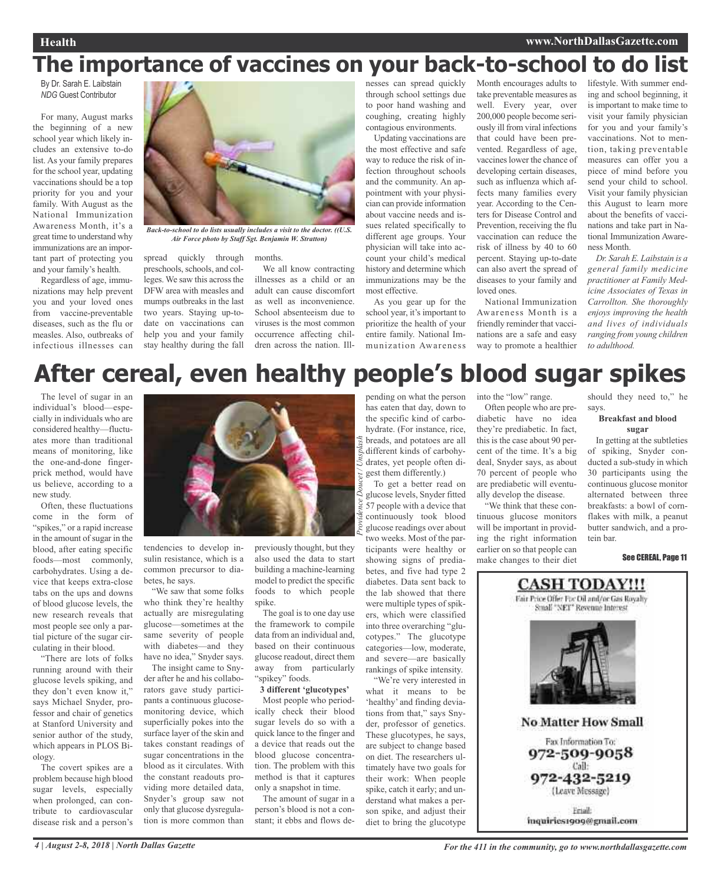# The importance of vaccines on your back-to-school to do list

By Dr. Sarah E. Laibstain
*NDG* Guest Contributor

For many, August marks the beginning of a new school year which likely includes an extensive to-do list. As your family prepares for the school year, updating vaccinations should be a top priority for you and your family. With August as the National Immunization Awareness Month, it's a great time to understand why immunizations are an important part of protecting you and your family's health.

*Back-to-school to do lists usually includes a visit to the doctor. ((U.S. Air Force photo by Staff Sgt. Benjamin W. Stratton)*

Regardless of age, immunizations may help prevent you and your loved ones from vaccine-preventable diseases, such as the flu or measles. Also, outbreaks of infectious illnesses can spread quickly through preschools, schools, and colleges. We saw this across the DFW area with measles and mumps outbreaks in the last two years. Staying up-to-date on vaccinations can help you and your family stay healthy during the fall months.

We all know contracting illnesses as a child or an adult can cause discomfort as well as inconvenience. School absenteeism due to viruses is the most common occurrence affecting children across the nation. Illnesses can spread quickly through school settings due to poor hand washing and coughing, creating highly contagious environments.

Updating vaccinations are the most effective and safe way to reduce the risk of infection throughout schools and the community. An appointment with your physician can provide information about vaccine needs and issues related specifically to different age groups. Your physician will take into account your child's medical history and determine which immunizations may be the most effective.

As you gear up for the school year, it's important to prioritize the health of your entire family. National Immunization Awareness Month encourages adults to take preventable measures as well. Every year, over 200,000 people become seriously ill from viral infections that could have been prevented. Regardless of age, vaccines lower the chance of developing certain diseases, such as influenza which affects many families every year. According to the Centers for Disease Control and Prevention, receiving the flu vaccination can reduce the risk of illness by 40 to 60 percent. Staying up-to-date can also avert the spread of diseases to your family and loved ones.

National Immunization Awareness Month is a friendly reminder that vaccinations are a safe and easy way to promote a healthier lifestyle. With summer ending and school beginning, it is important to make time to visit your family physician for you and your family's vaccinations. Not to mention, taking preventable measures can offer you a piece of mind before you send your child to school. Visit your family physician this August to learn more about the benefits of vaccinations and take part in National Immunization Awareness Month.

*Dr. Sarah E. Laibstain is a general family medicine practitioner at Family Medicine Associates of Texas in Carrollton. She thoroughly enjoys improving the health and lives of individuals ranging from young children to adulthood.*

# After cereal, even healthy people's blood sugar spikes

The level of sugar in an individual's blood—especially in individuals who are considered healthy—fluctuates more than traditional means of monitoring, like the one-and-done finger-prick method, would have us believe, according to a new study.

Often, these fluctuations come in the form of "spikes," or a rapid increase in the amount of sugar in the blood, after eating specific foods—most commonly, carbohydrates. Using a device that keeps extra-close tabs on the ups and downs of blood glucose levels, the new research reveals that most people see only a partial picture of the sugar circulating in their blood.

"There are lots of folks running around with their glucose levels spiking, and they don't even know it," says Michael Snyder, professor and chair of genetics at Stanford University and senior author of the study, which appears in PLOS Biology.

*Providence Doucet / Unsplash*

The covert spikes are a problem because high blood sugar levels, especially when prolonged, can contribute to cardiovascular disease risk and a person's tendencies to develop insulin resistance, which is a common precursor to diabetes, he says.

"We saw that some folks who think they're healthy actually are misregulating glucose—sometimes at the same severity of people with diabetes—and they have no idea," Snyder says.

The insight came to Snyder after he and his collaborators gave study participants a continuous glucose-monitoring device, which superficially pokes into the surface layer of the skin and takes constant readings of sugar concentrations in the blood as it circulates. With the constant readouts providing more detailed data, Snyder's group saw not only that glucose dysregulation is more common than previously thought, but they also used the data to start building a machine-learning model to predict the specific foods to which people spike.

The goal is to one day use the framework to compile data from an individual and, based on their continuous glucose readout, direct them away from particularly "spikey" foods.

**3 different 'glucotypes'**

Most people who periodically check their blood sugar levels do so with a quick lance to the finger and a device that reads out the blood glucose concentration. The problem with this method is that it captures only a snapshot in time.

The amount of sugar in a person's blood is not a constant; it ebbs and flows depending on what the person has eaten that day, down to the specific kind of carbohydrate. (For instance, rice, breads, and potatoes are all different kinds of carbohydrates, yet people often digest them differently.)

To get a better read on glucose levels, Snyder fitted 57 people with a device that continuously took blood glucose readings over about two weeks. Most of the participants were healthy or showing signs of prediabetes, and five had type 2 diabetes. Data sent back to the lab showed that there were multiple types of spikers, which were classified into three overarching "glucotypes." The glucotype categories—low, moderate, and severe—are basically rankings of spike intensity.

"We're very interested in what it means to be 'healthy' and finding deviations from that," says Snyder, professor of genetics. These glucotypes, he says, are subject to change based on diet. The researchers ultimately have two goals for their work: When people spike, catch it early; and understand what makes a person spike, and adjust their diet to bring the glucotype into the "low" range.

Often people who are prediabetic have no idea they're prediabetic. In fact, this is the case about 90 percent of the time. It's a big deal, Snyder says, as about 70 percent of people who are prediabetic will eventually develop the disease.

"We think that these continuous glucose monitors will be important in providing the right information earlier on so that people can make changes to their diet should they need to," he says.

**Breakfast and blood sugar**

In getting at the subtleties of spiking, Snyder conducted a sub-study in which 30 participants using the continuous glucose monitor alternated between three breakfasts: a bowl of cornflakes with milk, a peanut butter sandwich, and a protein bar.

See CEREAL, Page 11

**CASH TODAY!!!**

Fair Price Offer For Oil and/or Gas Royalty
Small "NET" Revenue Interest

**No Matter How Small**

Fax Information To:
**972-509-9058**
Call:
**972-432-5219**
(Leave Message)

Email:
inquiries1909@gmail.com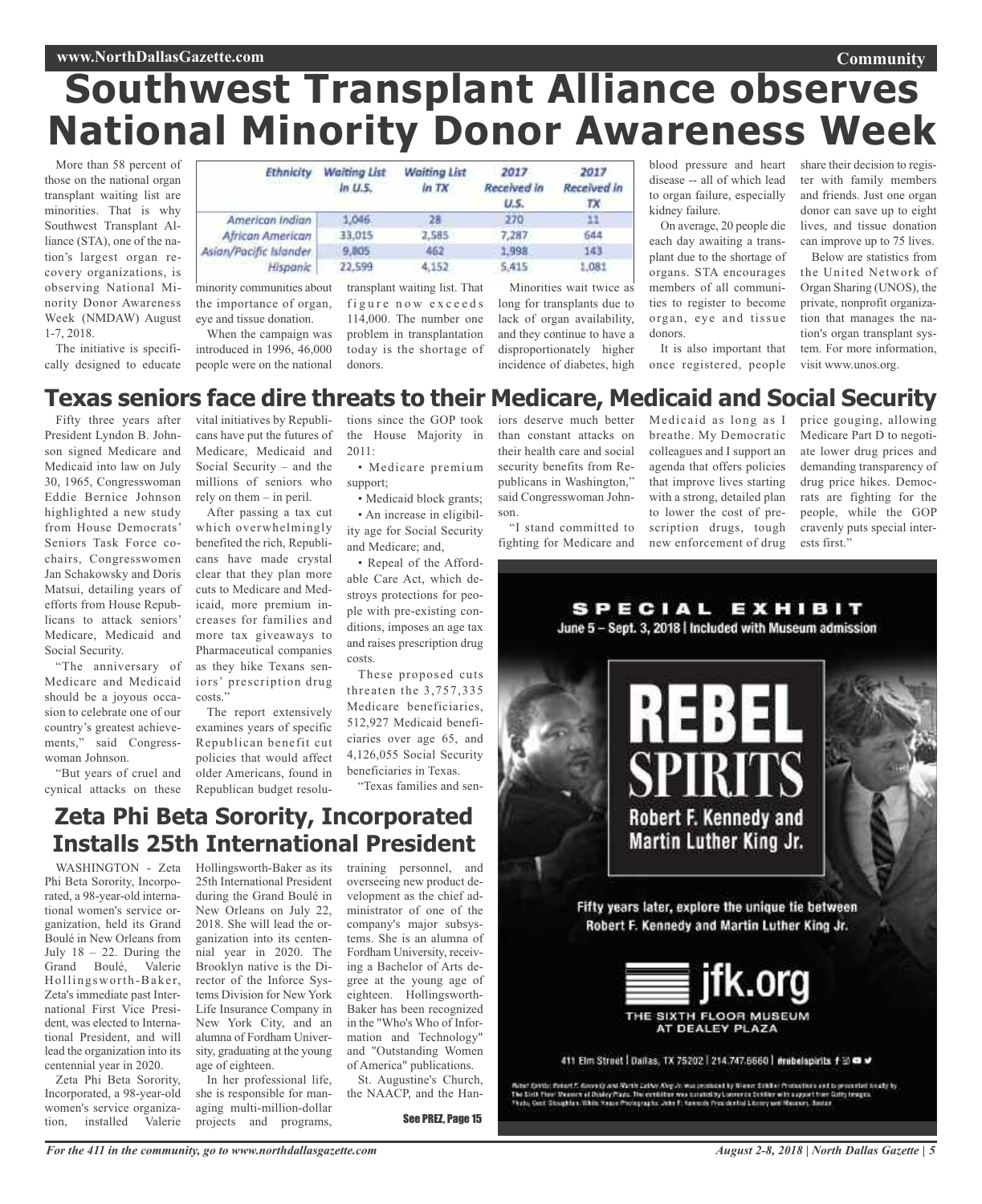# Southwest Transplant Alliance observes National Minority Donor Awareness Week

More than 58 percent of those on the national organ transplant waiting list are minorities. That is why Southwest Transplant Alliance (STA), one of the nation's largest organ recovery organizations, is observing National Minority Donor Awareness Week (NMDAW) August 1-7, 2018.

| Ethnicity | Waiting List in U.S. | Waiting List in TX | 2017 Received in U.S. | 2017 Received in TX |
|---|---|---|---|---|
| American Indian | 1,046 | 28 | 270 | 11 |
| African American | 33,015 | 2,585 | 7,287 | 644 |
| Asian/Pacific Islander | 9,805 | 462 | 1,998 | 143 |
| Hispanic | 22,599 | 4,152 | 5,415 | 1,081 |

The initiative is specifically designed to educate minority communities about the importance of organ, eye and tissue donation.

When the campaign was introduced in 1996, 46,000 people were on the national transplant waiting list. That figure now exceeds 114,000. The number one problem in transplantation today is the shortage of donors.

Minorities wait twice as long for transplants due to lack of organ availability, and they continue to have a disproportionately higher incidence of diabetes, high blood pressure and heart disease -- all of which lead to organ failure, especially kidney failure.

On average, 20 people die each day awaiting a transplant due to the shortage of organs. STA encourages members of all communities to register to become organ, eye and tissue donors.

It is also important that once registered, people share their decision to register with family members and friends. Just one organ donor can save up to eight lives, and tissue donation can improve up to 75 lives.

Below are statistics from the United Network of Organ Sharing (UNOS), the private, nonprofit organization that manages the nation's organ transplant system. For more information, visit www.unos.org.

# Texas seniors face dire threats to their Medicare, Medicaid and Social Security

Fifty three years after President Lyndon B. Johnson signed Medicare and Medicaid into law on July 30, 1965, Congresswoman Eddie Bernice Johnson highlighted a new study from House Democrats' Seniors Task Force co-chairs, Congresswomen Jan Schakowsky and Doris Matsui, detailing years of efforts from House Republicans to attack seniors' Medicare, Medicaid and Social Security.

"The anniversary of Medicare and Medicaid should be a joyous occasion to celebrate one of our country's greatest achievements," said Congresswoman Johnson.

"But years of cruel and cynical attacks on these vital initiatives by Republicans have put the futures of Medicare, Medicaid and Social Security – and the millions of seniors who rely on them – in peril.

After passing a tax cut which overwhelmingly benefited the rich, Republicans have made crystal clear that they plan more cuts to Medicare and Medicaid, more premium increases for families and more tax giveaways to Pharmaceutical companies as they hike Texans seniors' prescription drug costs."

The report extensively examines years of specific Republican benefit cut policies that would affect older Americans, found in Republican budget resolutions since the GOP took the House Majority in 2011:

- Medicare premium support;
- Medicaid block grants;
- An increase in eligibility age for Social Security and Medicare; and,
- Repeal of the Affordable Care Act, which destroys protections for people with pre-existing conditions, imposes an age tax and raises prescription drug costs.

These proposed cuts threaten the 3,757,335 Medicare beneficiaries, 512,927 Medicaid beneficiaries over age 65, and 4,126,055 Social Security beneficiaries in Texas.

"Texas families and seniors deserve much better than constant attacks on their health care and social security benefits from Republicans in Washington," said Congresswoman Johnson.

"I stand committed to fighting for Medicare and Medicaid as long as I breathe. My Democratic colleagues and I support an agenda that offers policies that improve lives starting with a strong, detailed plan to lower the cost of prescription drugs, tough new enforcement of drug price gouging, allowing Medicare Part D to negotiate lower drug prices and demanding transparency of drug price hikes. Democrats are fighting for the people, while the GOP cravenly puts special interests first."

# Zeta Phi Beta Sorority, Incorporated Installs 25th International President

WASHINGTON - Zeta Phi Beta Sorority, Incorporated, a 98-year-old international women's service organization, held its Grand Boulé in New Orleans from July 18 – 22. During the Grand Boulé, Valerie Hollingsworth-Baker, Zeta's immediate past International First Vice President, was elected to International President, and will lead the organization into its centennial year in 2020.

Zeta Phi Beta Sorority, Incorporated, a 98-year-old women's service organization, installed Valerie Hollingsworth-Baker as its 25th International President during the Grand Boulé in New Orleans on July 22, 2018. She will lead the organization into its centennial year in 2020. The Brooklyn native is the Director of the Inforce Systems Division for New York Life Insurance Company in New York City, and an alumna of Fordham University, graduating at the young age of eighteen.

In her professional life, she is responsible for managing multi-million-dollar projects and programs, training personnel, and overseeing new product development as the chief administrator of one of the company's major subsystems. She is an alumna of Fordham University, receiving a Bachelor of Arts degree at the young age of eighteen. Hollingsworth-Baker has been recognized in the "Who's Who of Information and Technology" and "Outstanding Women of America" publications.

St. Augustine's Church, the NAACP, and the Han-

See PREZ, Page 15

SPECIAL EXHIBIT
June 5 – Sept. 3, 2018 | Included with Museum admission

REBEL SPIRITS
Robert F. Kennedy and Martin Luther King Jr.

Fifty years later, explore the unique tie between Robert F. Kennedy and Martin Luther King Jr.

jfk.org
THE SIXTH FLOOR MUSEUM AT DEALEY PLAZA

411 Elm Street | Dallas, TX 75202 | 214.747.6660 | #rebelspirits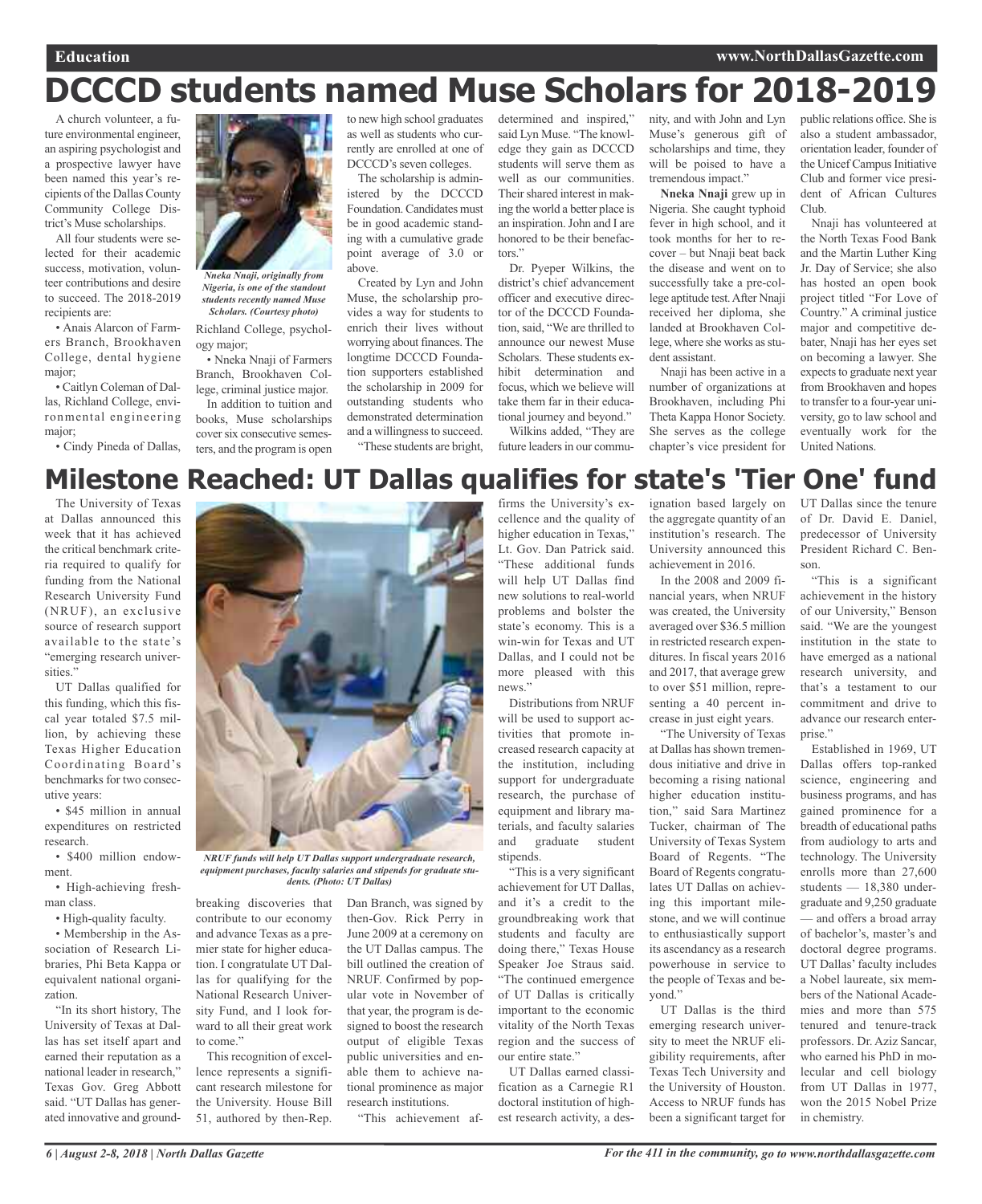# DCCCD students named Muse Scholars for 2018-2019

A church volunteer, a future environmental engineer, an aspiring psychologist and a prospective lawyer have been named this year's recipients of the Dallas County Community College District's Muse scholarships.

All four students were selected for their academic success, motivation, volunteer contributions and desire to succeed. The 2018-2019 recipients are:

- Anais Alarcon of Farmers Branch, Brookhaven College, dental hygiene major;
- Caitlyn Coleman of Dallas, Richland College, environmental engineering major;
- Cindy Pineda of Dallas, Richland College, psychology major;
- Nneka Nnaji of Farmers Branch, Brookhaven College, criminal justice major.

*Nneka Nnaji, originally from Nigeria, is one of the standout students recently named Muse Scholars. (Courtesy photo)*

In addition to tuition and books, Muse scholarships cover six consecutive semesters, and the program is open to new high school graduates as well as students who currently are enrolled at one of DCCCD's seven colleges.

The scholarship is administered by the DCCCD Foundation. Candidates must be in good academic standing with a cumulative grade point average of 3.0 or above.

Created by Lyn and John Muse, the scholarship provides a way for students to enrich their lives without worrying about finances. The longtime DCCCD Foundation supporters established the scholarship in 2009 for outstanding students who demonstrated determination and a willingness to succeed.

"These students are bright, determined and inspired," said Lyn Muse. "The knowledge they gain as DCCCD students will serve them as well as our communities. Their shared interest in making the world a better place is an inspiration. John and I are honored to be their benefactors."

Dr. Pyeper Wilkins, the district's chief advancement officer and executive director of the DCCCD Foundation, said, "We are thrilled to announce our newest Muse Scholars. These students exhibit determination and focus, which we believe will take them far in their educational journey and beyond."

Wilkins added, "They are future leaders in our community, and with John and Lyn Muse's generous gift of scholarships and time, they will be poised to have a tremendous impact."

**Nneka Nnaji** grew up in Nigeria. She caught typhoid fever in high school, and it took months for her to recover – but Nnaji beat back the disease and went on to successfully take a pre-college aptitude test. After Nnaji received her diploma, she landed at Brookhaven College, where she works as student assistant.

Nnaji has been active in a number of organizations at Brookhaven, including Phi Theta Kappa Honor Society. She serves as the college chapter's vice president for public relations office. She is also a student ambassador, orientation leader, founder of the Unicef Campus Initiative Club and former vice president of African Cultures Club.

Nnaji has volunteered at the North Texas Food Bank and the Martin Luther King Jr. Day of Service; she also has hosted an open book project titled "For Love of Country." A criminal justice major and competitive debater, Nnaji has her eyes set on becoming a lawyer. She expects to graduate next year from Brookhaven and hopes to transfer to a four-year university, go to law school and eventually work for the United Nations.

# Milestone Reached: UT Dallas qualifies for state's 'Tier One' fund

The University of Texas at Dallas announced this week that it has achieved the critical benchmark criteria required to qualify for funding from the National Research University Fund (NRUF), an exclusive source of research support available to the state's "emerging research universities."

UT Dallas qualified for this funding, which this fiscal year totaled $7.5 million, by achieving these Texas Higher Education Coordinating Board's benchmarks for two consecutive years:

- $45 million in annual expenditures on restricted research.
- $400 million endowment.
- High-achieving freshman class.
- High-quality faculty.
- Membership in the Association of Research Libraries, Phi Beta Kappa or equivalent national organization.

"In its short history, The University of Texas at Dallas has set itself apart and earned their reputation as a national leader in research," Texas Gov. Greg Abbott said. "UT Dallas has generated innovative and groundbreaking discoveries that contribute to our economy and advance Texas as a premier state for higher education. I congratulate UT Dallas for qualifying for the National Research University Fund, and I look forward to all their great work to come."

*NRUF funds will help UT Dallas support undergraduate research, equipment purchases, faculty salaries and stipends for graduate students. (Photo: UT Dallas)*

This recognition of excellence represents a significant research milestone for the University. House Bill 51, authored by then-Rep. Dan Branch, was signed by then-Gov. Rick Perry in June 2009 at a ceremony on the UT Dallas campus. The bill outlined the creation of NRUF. Confirmed by popular vote in November of that year, the program is designed to boost the research output of eligible Texas public universities and enable them to achieve national prominence as major research institutions.

"This achievement affirms the University's excellence and the quality of higher education in Texas," Lt. Gov. Dan Patrick said. "These additional funds will help UT Dallas find new solutions to real-world problems and bolster the state's economy. This is a win-win for Texas and UT Dallas, and I could not be more pleased with this news."

Distributions from NRUF will be used to support activities that promote increased research capacity at the institution, including support for undergraduate research, the purchase of equipment and library materials, and faculty salaries and graduate student stipends.

"This is a very significant achievement for UT Dallas, and it's a credit to the groundbreaking work that students and faculty are doing there," Texas House Speaker Joe Straus said. "The continued emergence of UT Dallas is critically important to the economic vitality of the North Texas region and the success of our entire state."

UT Dallas earned classification as a Carnegie R1 doctoral institution of highest research activity, a designation based largely on the aggregate quantity of an institution's research. The University announced this achievement in 2016.

In the 2008 and 2009 financial years, when NRUF was created, the University averaged over $36.5 million in restricted research expenditures. In fiscal years 2016 and 2017, that average grew to over $51 million, representing a 40 percent increase in just eight years.

"The University of Texas at Dallas has shown tremendous initiative and drive in becoming a rising national higher education institution," said Sara Martinez Tucker, chairman of The University of Texas System Board of Regents. "The Board of Regents congratulates UT Dallas on achieving this important milestone, and we will continue to enthusiastically support its ascendancy as a research powerhouse in service to the people of Texas and beyond."

UT Dallas is the third emerging research university to meet the NRUF eligibility requirements, after Texas Tech University and the University of Houston. Access to NRUF funds has been a significant target for UT Dallas since the tenure of Dr. David E. Daniel, predecessor of University President Richard C. Benson.

"This is a significant achievement in the history of our University," Benson said. "We are the youngest institution in the state to have emerged as a national research university, and that's a testament to our commitment and drive to advance our research enterprise."

Established in 1969, UT Dallas offers top-ranked science, engineering and business programs, and has gained prominence for a breadth of educational paths from audiology to arts and technology. The University enrolls more than 27,600 students — 18,380 undergraduate and 9,250 graduate — and offers a broad array of bachelor's, master's and doctoral degree programs. UT Dallas' faculty includes a Nobel laureate, six members of the National Academies and more than 575 tenured and tenure-track professors. Dr. Aziz Sancar, who earned his PhD in molecular and cell biology from UT Dallas in 1977, won the 2015 Nobel Prize in chemistry.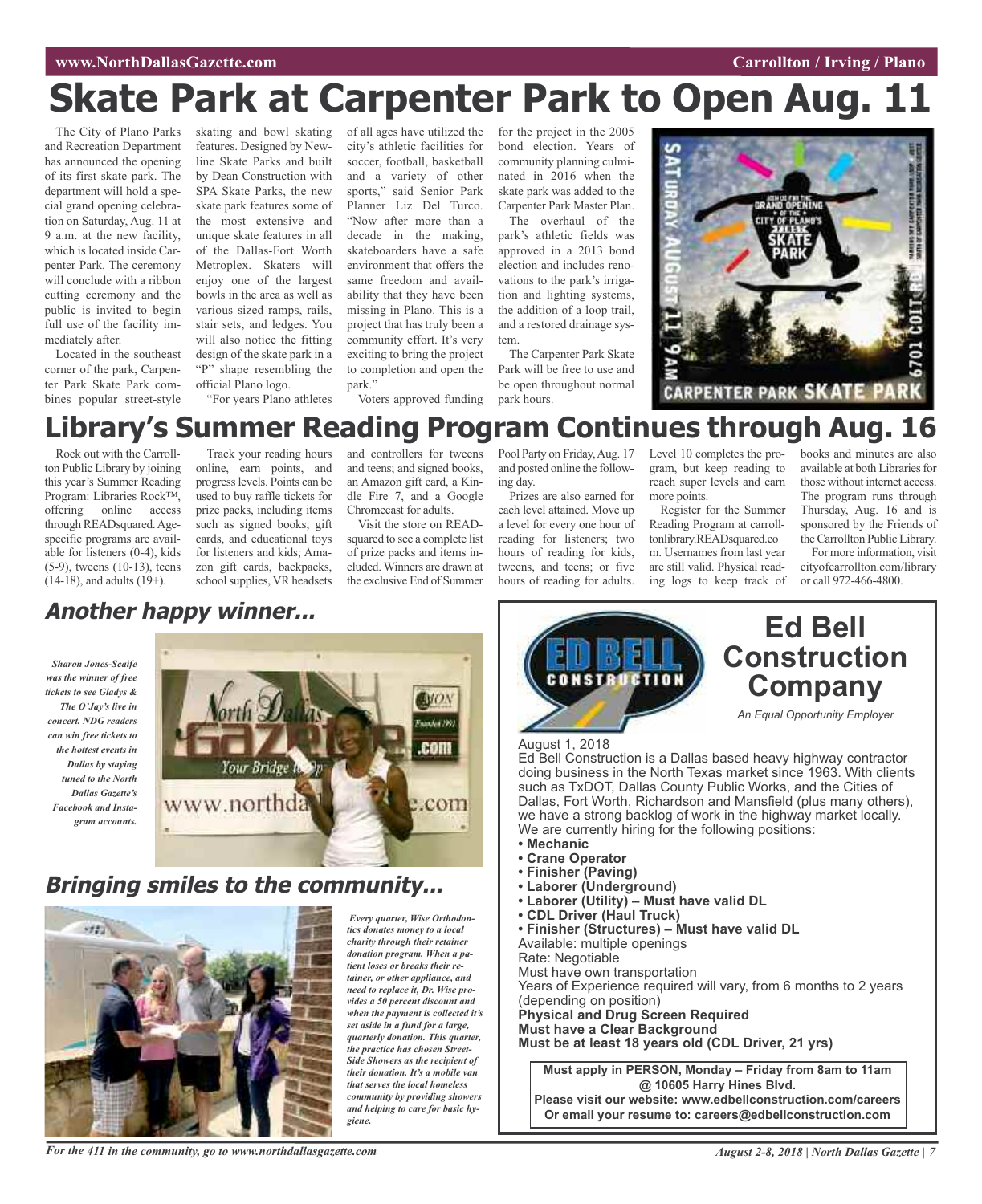# Skate Park at Carpenter Park to Open Aug. 11

The City of Plano Parks and Recreation Department has announced the opening of its first skate park. The department will hold a special grand opening celebration on Saturday, Aug. 11 at 9 a.m. at the new facility, which is located inside Carpenter Park. The ceremony will conclude with a ribbon cutting ceremony and the public is invited to begin full use of the facility immediately after.

Located in the southeast corner of the park, Carpenter Park Skate Park combines popular street-style skating and bowl skating features. Designed by Newline Skate Parks and built by Dean Construction with SPA Skate Parks, the new skate park features some of the most extensive and unique skate features in all of the Dallas-Fort Worth Metroplex. Skaters will enjoy one of the largest bowls in the area as well as various sized ramps, rails, stair sets, and ledges. You will also notice the fitting design of the skate park in a "P" shape resembling the official Plano logo.

"For years Plano athletes of all ages have utilized the city's athletic facilities for soccer, football, basketball and a variety of other sports," said Senior Park Planner Liz Del Turco. "Now after more than a decade in the making, skateboarders have a safe environment that offers the same freedom and availability that they have been missing in Plano. This is a project that has truly been a community effort. It's very exciting to bring the project to completion and open the park."

Voters approved funding for the project in the 2005 bond election. Years of community planning culminated in 2016 when the skate park was added to the Carpenter Park Master Plan.

The overhaul of the park's athletic fields was approved in a 2013 bond election and includes renovations to the park's irrigation and lighting systems, the addition of a loop trail, and a restored drainage system.

The Carpenter Park Skate Park will be free to use and be open throughout normal park hours.

# Library's Summer Reading Program Continues through Aug. 16

Rock out with the Carrollton Public Library by joining this year's Summer Reading Program: Libraries Rock™, offering online access through READsquared. Age-specific programs are available for listeners (0-4), kids (5-9), tweens (10-13), teens (14-18), and adults (19+).

Track your reading hours online, earn points, and progress levels. Points can be used to buy raffle tickets for prize packs, including items such as signed books, gift cards, and educational toys for listeners and kids; Amazon gift cards, backpacks, school supplies, VR headsets and controllers for tweens and teens; and signed books, an Amazon gift card, a Kindle Fire 7, and a Google Chromecast for adults.

Visit the store on READsquared to see a complete list of prize packs and items included. Winners are drawn at the exclusive End of Summer Pool Party on Friday, Aug. 17 and posted online the following day.

Prizes are also earned for each level attained. Move up a level for every one hour of reading for listeners; two hours of reading for kids, tweens, and teens; or five hours of reading for adults. Level 10 completes the program, but keep reading to reach super levels and earn more points.

Register for the Summer Reading Program at carrolltonlibrary.READsquared.com. Usernames from last year are still valid. Physical reading logs to keep track of books and minutes are also available at both Libraries for those without internet access. The program runs through Thursday, Aug. 16 and is sponsored by the Friends of the Carrollton Public Library.

For more information, visit cityofcarrollton.com/library or call 972-466-4800.

## *Another happy winner...*

***Sharon Jones-Scaife was the winner of free tickets to see Gladys & The O'Jay's live in concert. NDG readers can win free tickets to the hottest events in Dallas by staying tuned to the North Dallas Gazette's Facebook and Instagram accounts.***

## *Bringing smiles to the community...*

***Every quarter, Wise Orthodontics donates money to a local charity through their retainer donation program. When a patient loses or breaks their retainer, or other appliance, and need to replace it, Dr. Wise provides a 50 percent discount and when the payment is collected it's set aside in a fund for a large, quarterly donation. This quarter, the practice has chosen Street-Side Showers as the recipient of their donation. It's a mobile van that serves the local homeless community by providing showers and helping to care for basic hygiene.***

## Ed Bell Construction Company

*An Equal Opportunity Employer*

August 1, 2018

Ed Bell Construction is a Dallas based heavy highway contractor doing business in the North Texas market since 1963. With clients such as TxDOT, Dallas County Public Works, and the Cities of Dallas, Fort Worth, Richardson and Mansfield (plus many others), we have a strong backlog of work in the highway market locally. We are currently hiring for the following positions:

- **Mechanic**
- **Crane Operator**
- **Finisher (Paving)**
- **Laborer (Underground)**
- **Laborer (Utility) – Must have valid DL**
- **CDL Driver (Haul Truck)**
- **Finisher (Structures) – Must have valid DL**

Available: multiple openings
Rate: Negotiable
Must have own transportation
Years of Experience required will vary, from 6 months to 2 years (depending on position)
**Physical and Drug Screen Required**
**Must have a Clear Background**
**Must be at least 18 years old (CDL Driver, 21 yrs)**

**Must apply in PERSON, Monday – Friday from 8am to 11am @ 10605 Harry Hines Blvd.**
**Please visit our website: www.edbellconstruction.com/careers**
**Or email your resume to: careers@edbellconstruction.com**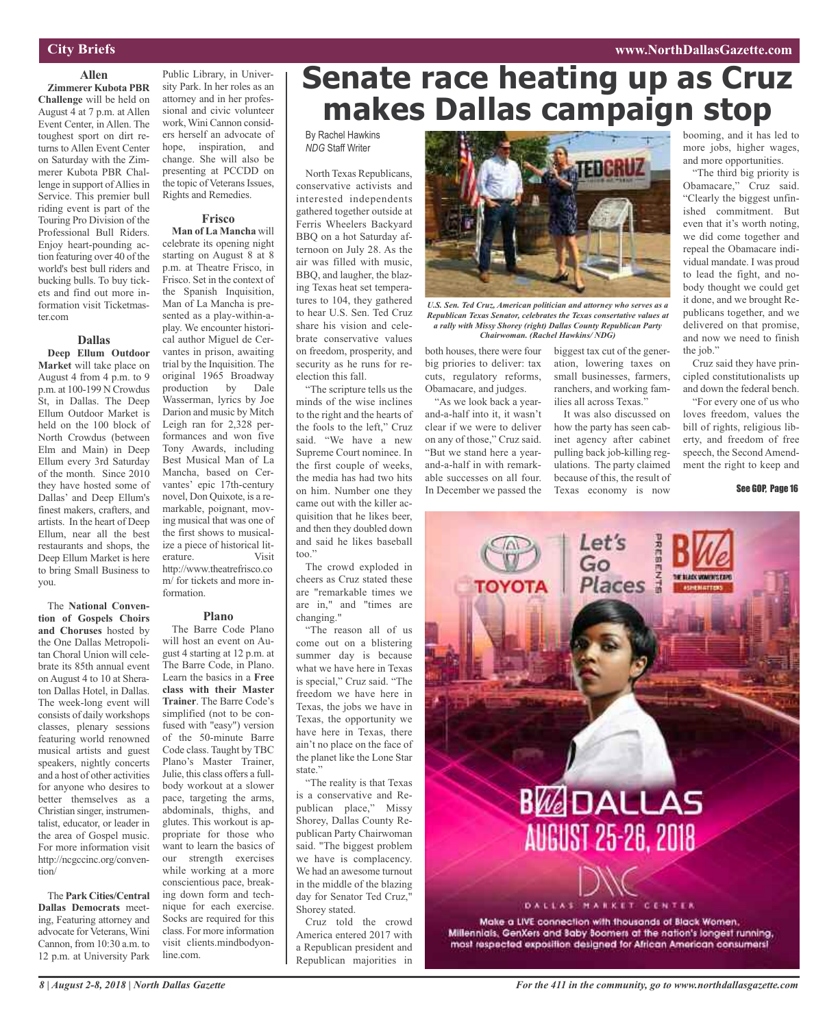## City Briefs

### Allen

**Zimmerer Kubota PBR Challenge** will be held on August 4 at 7 p.m. at Allen Event Center, in Allen. The toughest sport on dirt returns to Allen Event Center on Saturday with the Zimmerer Kubota PBR Challenge in support of Allies in Service. This premier bull riding event is part of the Touring Pro Division of the Professional Bull Riders. Enjoy heart-pounding action featuring over 40 of the world's best bull riders and bucking bulls. To buy tickets and find out more information visit Ticketmaster.com

### Dallas

**Deep Ellum Outdoor Market** will take place on August 4 from 4 p.m. to 9 p.m. at 100-199 N Crowdus St, in Dallas. The Deep Ellum Outdoor Market is held on the 100 block of North Crowdus (between Elm and Main) in Deep Ellum every 3rd Saturday of the month. Since 2010 they have hosted some of Dallas' and Deep Ellum's finest makers, crafters, and artists. In the heart of Deep Ellum, near all the best restaurants and shops, the Deep Ellum Market is here to bring Small Business to you.

The **National Convention of Gospels Choirs and Choruses** hosted by the One Dallas Metropolitan Choral Union will celebrate its 85th annual event on August 4 to 10 at Sheraton Dallas Hotel, in Dallas. The week-long event will consists of daily workshops classes, plenary sessions featuring world renowned musical artists and guest speakers, nightly concerts and a host of other activities for anyone who desires to better themselves as a Christian singer, instrumentalist, educator, or leader in the area of Gospel music. For more information visit http://ncgccinc.org/convention/

The **Park Cities/Central Dallas Democrats** meeting, Featuring attorney and advocate for Veterans, Wini Cannon, from 10:30 a.m. to 12 p.m. at University Park Public Library, in University Park. In her roles as an attorney and in her professional and civic volunteer work, Wini Cannon considers herself an advocate of hope, inspiration, and change. She will also be presenting at PCCDD on the topic of Veterans Issues, Rights and Remedies.

### Frisco

**Man of La Mancha** will celebrate its opening night starting on August 8 at 8 p.m. at Theatre Frisco, in Frisco. Set in the context of the Spanish Inquisition, Man of La Mancha is presented as a play-within-a-play. We encounter historical author Miguel de Cervantes in prison, awaiting trial by the Inquisition. The original 1965 Broadway production by Dale Wasserman, lyrics by Joe Darion and music by Mitch Leigh ran for 2,328 performances and won five Tony Awards, including Best Musical Man of La Mancha, based on Cervantes' epic 17th-century novel, Don Quixote, is a remarkable, poignant, moving musical that was one of the first shows to musicalize a piece of historical literature. Visit http://www.theatrefrisco.com/ for tickets and more information.

### Plano

The Barre Code Plano will host an event on August 4 starting at 12 p.m. at The Barre Code, in Plano. Learn the basics in a **Free class with their Master Trainer**. The Barre Code's simplified (not to be confused with "easy") version of the 50-minute Barre Code class. Taught by TBC Plano's Master Trainer, Julie, this class offers a full-body workout at a slower pace, targeting the arms, abdominals, thighs, and glutes. This workout is appropriate for those who want to learn the basics of our strength exercises while working at a more conscientious pace, breaking down form and technique for each exercise. Socks are required for this class. For more information visit clients.mindbodyonline.com.

# Senate race heating up as Cruz makes Dallas campaign stop

By Rachel Hawkins
*NDG* Staff Writer

North Texas Republicans, conservative activists and interested independents gathered together outside at Ferris Wheelers Backyard BBQ on a hot Saturday afternoon on July 28. As the air was filled with music, BBQ, and laugher, the blazing Texas heat set temperatures to 104, they gathered to hear U.S. Sen. Ted Cruz share his vision and celebrate conservative values on freedom, prosperity, and security as he runs for reelection this fall.

*U.S. Sen. Ted Cruz, American politician and attorney who serves as a Republican Texas Senator, celebrates the Texas consertative values at a rally with Missy Shorey (right) Dallas County Republican Party Chairwoman. (Rachel Hawkins/ NDG)*

"The scripture tells us the minds of the wise inclines to the right and the hearts of the fools to the left," Cruz said. "We have a new Supreme Court nominee. In the first couple of weeks, the media has had two hits on him. Number one they came out with the killer acquisition that he likes beer, and then they doubled down and said he likes baseball too."

The crowd exploded in cheers as Cruz stated these are "remarkable times we are in," and "times are changing."

"The reason all of us come out on a blistering summer day is because what we have here in Texas is special," Cruz said. "The freedom we have here in Texas, the jobs we have in Texas, the opportunity we have here in Texas, there ain't no place on the face of the planet like the Lone Star state."

"The reality is that Texas is a conservative and Republican place," Missy Shorey, Dallas County Republican Party Chairwoman said. "The biggest problem we have is complacency. We had an awesome turnout in the middle of the blazing day for Senator Ted Cruz," Shorey stated.

Cruz told the crowd America entered 2017 with a Republican president and Republican majorities in both houses, there were four big priories to deliver: tax cuts, regulatory reforms, Obamacare, and judges.

"As we look back a year-and-a-half into it, it wasn't clear if we were to deliver on any of those," Cruz said. "But we stand here a year-and-a-half in with remarkable successes on all four. In December we passed the biggest tax cut of the generation, lowering taxes on small businesses, farmers, ranchers, and working families all across Texas."

It was also discussed on how the party has seen cabinet agency after cabinet pulling back job-killing regulations. The party claimed because of this, the result of Texas economy is now booming, and it has led to more jobs, higher wages, and more opportunities.

"The third big priority is Obamacare," Cruz said. "Clearly the biggest unfinished commitment. But even that it's worth noting, we did come together and repeal the Obamacare individual mandate. I was proud to lead the fight, and nobody thought we could get it done, and we brought Republicans together, and we delivered on that promise, and now we need to finish the job."

Cruz said they have principled constitutionalists up and down the federal bench.

"For every one of us who loves freedom, values the bill of rights, religious liberty, and freedom of free speech, the Second Amendment the right to keep and

See GOP, Page 16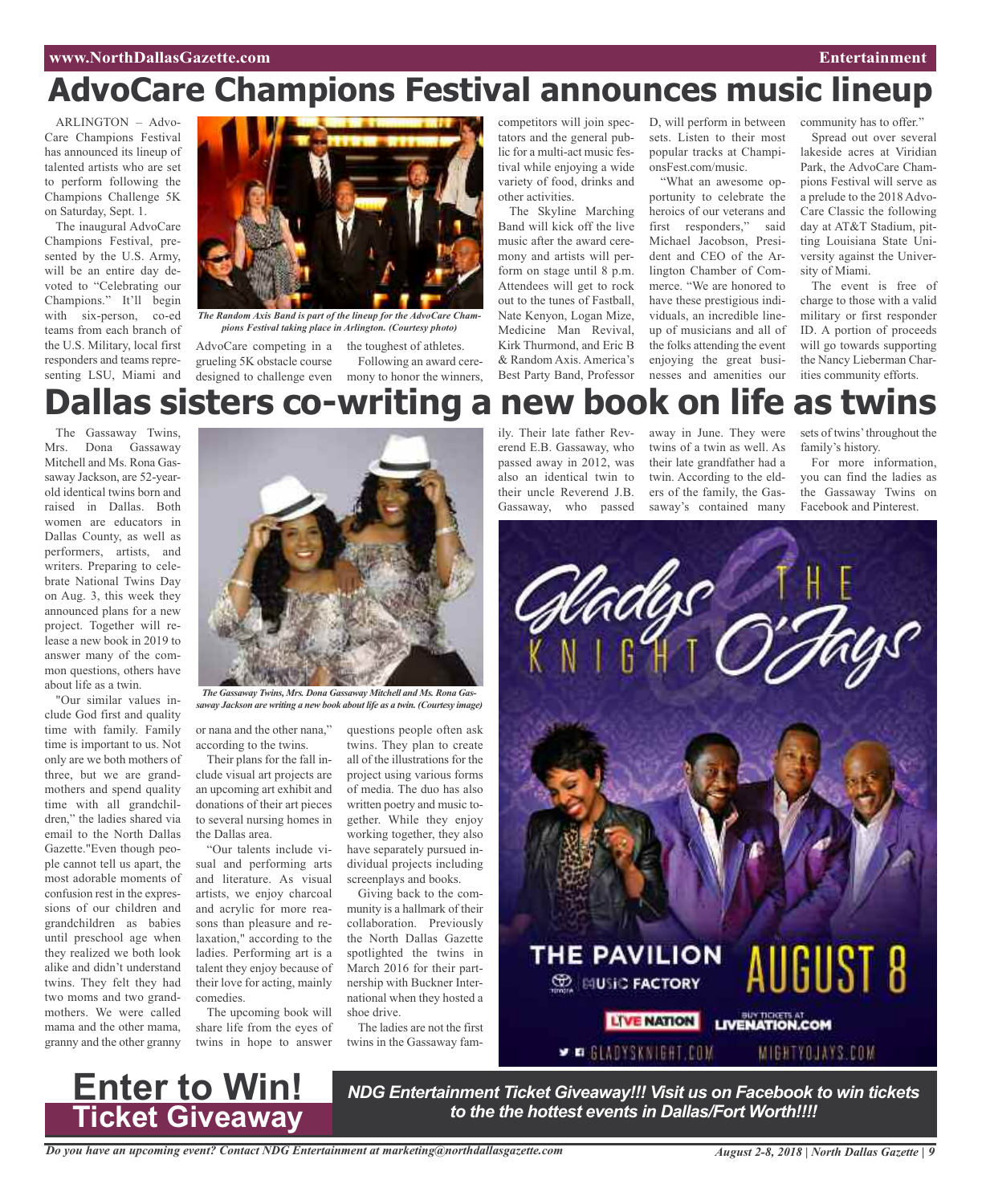# AdvoCare Champions Festival announces music lineup

ARLINGTON – AdvoCare Champions Festival has announced its lineup of talented artists who are set to perform following the Champions Challenge 5K on Saturday, Sept. 1.

The inaugural AdvoCare Champions Festival, presented by the U.S. Army, will be an entire day devoted to "Celebrating our Champions." It'll begin with six-person, co-ed teams from each branch of the U.S. Military, local first responders and teams representing LSU, Miami and AdvoCare competing in a grueling 5K obstacle course designed to challenge even the toughest of athletes.

*The Random Axis Band is part of the lineup for the AdvoCare Champions Festival taking place in Arlington. (Courtesy photo)*

Following an award ceremony to honor the winners, competitors will join spectators and the general public for a multi-act music festival while enjoying a wide variety of food, drinks and other activities.

The Skyline Marching Band will kick off the live music after the award ceremony and artists will perform on stage until 8 p.m. Attendees will get to rock out to the tunes of Fastball, Nate Kenyon, Logan Mize, Medicine Man Revival, Kirk Thurmond, and Eric B & Random Axis. America's Best Party Band, Professor D, will perform in between sets. Listen to their most popular tracks at ChampionsFest.com/music.

"What an awesome opportunity to celebrate the heroics of our veterans and first responders," said Michael Jacobson, President and CEO of the Arlington Chamber of Commerce. "We are honored to have these prestigious individuals, an incredible lineup of musicians and all of the folks attending the event enjoying the great businesses and amenities our community has to offer."

Spread out over several lakeside acres at Viridian Park, the AdvoCare Champions Festival will serve as a prelude to the 2018 AdvoCare Classic the following day at AT&T Stadium, pitting Louisiana State University against the University of Miami.

The event is free of charge to those with a valid military or first responder ID. A portion of proceeds will go towards supporting the Nancy Lieberman Charities community efforts.

# Dallas sisters co-writing a new book on life as twins

The Gassaway Twins, Mrs. Dona Gassaway Mitchell and Ms. Rona Gassaway Jackson, are 52-year-old identical twins born and raised in Dallas. Both women are educators in Dallas County, as well as performers, artists, and writers. Preparing to celebrate National Twins Day on Aug. 3, this week they announced plans for a new project. Together will release a new book in 2019 to answer many of the common questions, others have about life as a twin.

"Our similar values include God first and quality time with family. Family time is important to us. Not only are we both mothers of three, but we are grandmothers and spend quality time with all grandchildren," the ladies shared via email to the North Dallas Gazette."Even though people cannot tell us apart, the most adorable moments of confusion rest in the expressions of our children and grandchildren as babies until preschool age when they realized we both look alike and didn't understand twins. They felt they had two moms and two grandmothers. We were called mama and the other mama, granny and the other granny or nana and the other nana," according to the twins.

*The Gassaway Twins, Mrs. Dona Gassaway Mitchell and Ms. Rona Gassaway Jackson are writing a new book about life as a twin. (Courtesy image)*

Their plans for the fall include visual art projects are an upcoming art exhibit and donations of their art pieces to several nursing homes in the Dallas area.

"Our talents include visual and performing arts and literature. As visual artists, we enjoy charcoal and acrylic for more reasons than pleasure and relaxation," according to the ladies. Performing art is a talent they enjoy because of their love for acting, mainly comedies.

The upcoming book will share life from the eyes of twins in hope to answer questions people often ask twins. They plan to create all of the illustrations for the project using various forms of media. The duo has also written poetry and music together. While they enjoy working together, they also have separately pursued individual projects including screenplays and books.

Giving back to the community is a hallmark of their collaboration. Previously the North Dallas Gazette spotlighted the twins in March 2016 for their partnership with Buckner International when they hosted a shoe drive.

The ladies are not the first twins in the Gassaway family. Their late father Reverend E.B. Gassaway, who passed away in 2012, was also an identical twin to their uncle Reverend J.B. Gassaway, who passed away in June. They were twins of a twin as well. As their late grandfather had a twin. According to the elders of the family, the Gassaway's contained many sets of twins' throughout the family's history.

For more information, you can find the ladies as the Gassaway Twins on Facebook and Pinterest.

Gladys Knight & The O'Jays — The Pavilion, Toyota Music Factory — August 8 — Live Nation — Buy tickets at LiveNation.com — GladysKnight.com — MightyOJays.com

## Enter to Win! Ticket Giveaway

***NDG Entertainment Ticket Giveaway!!! Visit us on Facebook to win tickets to the the hottest events in Dallas/Fort Worth!!!!***

*Do you have an upcoming event? Contact NDG Entertainment at marketing@northdallasgazette.com*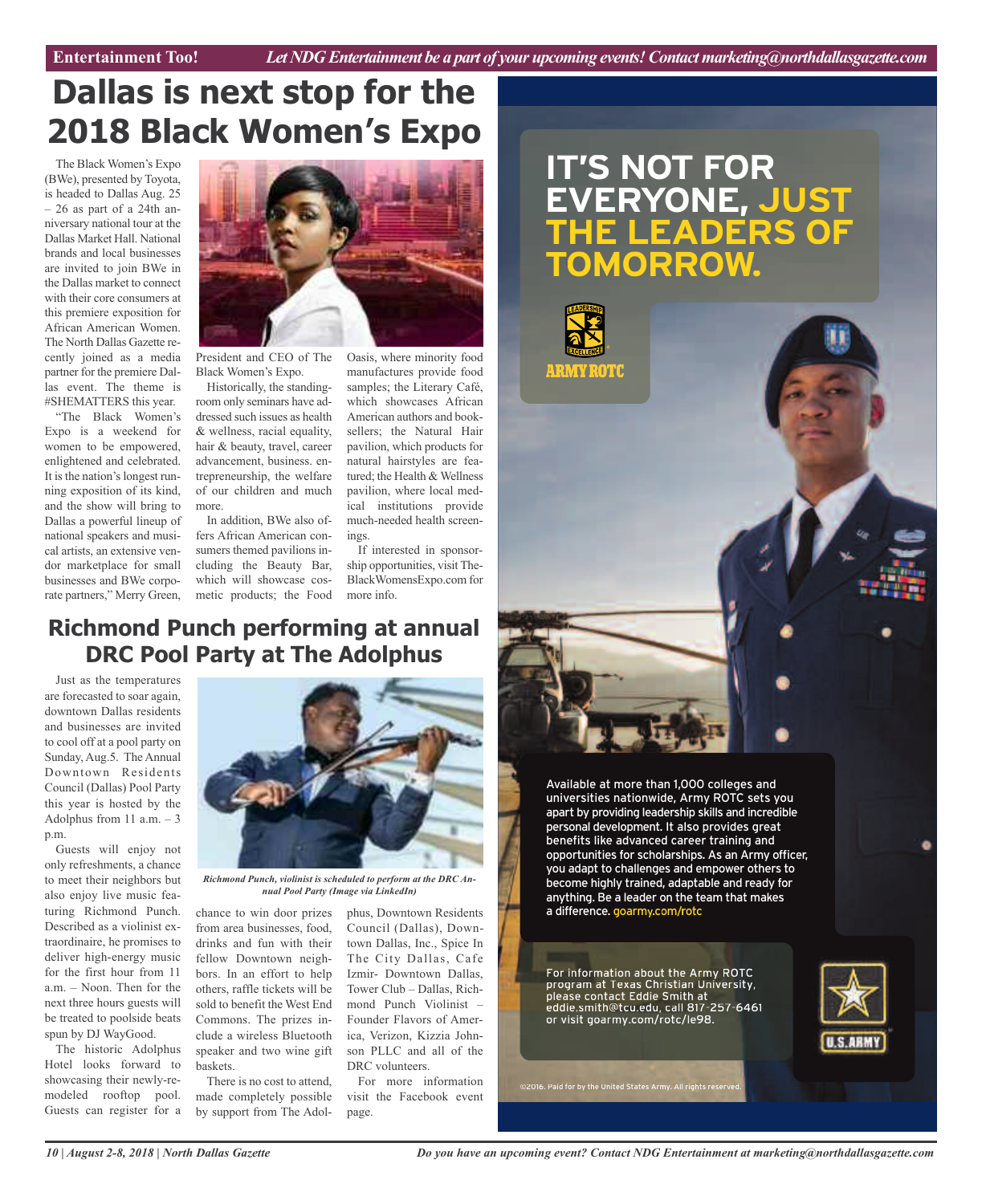# Dallas is next stop for the 2018 Black Women's Expo

The Black Women's Expo (BWe), presented by Toyota, is headed to Dallas Aug. 25 – 26 as part of a 24th anniversary national tour at the Dallas Market Hall. National brands and local businesses are invited to join BWe in the Dallas market to connect with their core consumers at this premiere exposition for African American Women. The North Dallas Gazette recently joined as a media partner for the premiere Dallas event. The theme is #SHEMATTERS this year.

"The Black Women's Expo is a weekend for women to be empowered, enlightened and celebrated. It is the nation's longest running exposition of its kind, and the show will bring to Dallas a powerful lineup of national speakers and musical artists, an extensive vendor marketplace for small businesses and BWe corporate partners," Merry Green, President and CEO of The Black Women's Expo.

Historically, the standing-room only seminars have addressed such issues as health & wellness, racial equality, hair & beauty, travel, career advancement, business. entrepreneurship, the welfare of our children and much more.

In addition, BWe also offers African American consumers themed pavilions including the Beauty Bar, which will showcase cosmetic products; the Food Oasis, where minority food manufacturers provide food samples; the Literary Café, which showcases African American authors and booksellers; the Natural Hair pavilion, which products for natural hairstyles are featured; the Health & Wellness pavilion, where local medical institutions provide much-needed health screenings.

If interested in sponsorship opportunities, visit TheBlackWomensExpo.com for more info.

# Richmond Punch performing at annual DRC Pool Party at The Adolphus

Just as the temperatures are forecasted to soar again, downtown Dallas residents and businesses are invited to cool off at a pool party on Sunday, Aug.5. The Annual Downtown Residents Council (Dallas) Pool Party this year is hosted by the Adolphus from 11 a.m. – 3 p.m.

Guests will enjoy not only refreshments, a chance to meet their neighbors but also enjoy live music featuring Richmond Punch. Described as a violinist extraordinaire, he promises to deliver high-energy music for the first hour from 11 a.m. – Noon. Then for the next three hours guests will be treated to poolside beats spun by DJ WayGood.

The historic Adolphus Hotel looks forward to showcasing their newly-remodeled rooftop pool. Guests can register for a chance to win door prizes from area businesses, food, drinks and fun with their fellow Downtown neighbors. In an effort to help others, raffle tickets will be sold to benefit the West End Commons. The prizes include a wireless Bluetooth speaker and two wine gift baskets.

There is no cost to attend, made completely possible by support from The Adolphus, Downtown Residents Council (Dallas), Downtown Dallas, Inc., Spice In The City Dallas, Cafe Izmir- Downtown Dallas, Tower Club – Dallas, Richmond Punch Violinist – Founder Flavors of America, Verizon, Kizzia Johnson PLLC and all of the DRC volunteers.

For more information visit the Facebook event page.

*Richmond Punch, violinist is scheduled to perform at the DRC Annual Pool Party (Image via LinkedIn)*

---

**IT'S NOT FOR EVERYONE, JUST THE LEADERS OF TOMORROW.**

LEADERSHIP EXCELLENCE ARMY ROTC

Available at more than 1,000 colleges and universities nationwide, Army ROTC sets you apart by providing leadership skills and incredible personal development. It also provides great benefits like advanced career training and opportunities for scholarships. As an Army officer, you adapt to challenges and empower others to become highly trained, adaptable and ready for anything. Be a leader on the team that makes a difference. goarmy.com/rotc

For information about the Army ROTC program at Texas Christian University, please contact Eddie Smith at eddie.smith@tcu.edu, call 817-257-6461 or visit goarmy.com/rotc/le98.

U.S. ARMY

©2016. Paid for by the United States Army. All rights reserved.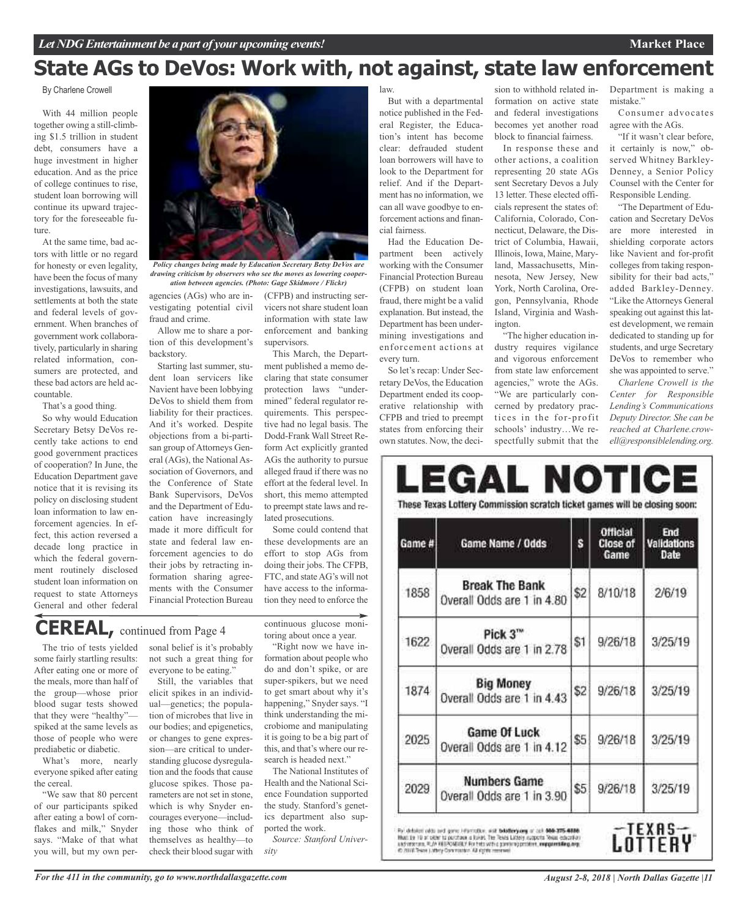# State AGs to DeVos: Work with, not against, state law enforcement

By Charlene Crowell

With 44 million people together owing a still-climbing $1.5 trillion in student debt, consumers have a huge investment in higher education. And as the price of college continues to rise, student loan borrowing will continue its upward trajectory for the foreseeable future.

At the same time, bad actors with little or no regard for honesty or even legality, have been the focus of many investigations, lawsuits, and settlements at both the state and federal levels of government. When branches of government work collaboratively, particularly in sharing related information, consumers are protected, and these bad actors are held accountable.

That's a good thing.

So why would Education Secretary Betsy DeVos recently take actions to end good government practices of cooperation? In June, the Education Department gave notice that it is revising its policy on disclosing student loan information to law enforcement agencies. In effect, this action reversed a decade long practice in which the federal government routinely disclosed student loan information on request to state Attorneys General and other federal agencies (AGs) who are investigating potential civil fraud and crime.

*Policy changes being made by Education Secretary Betsy DeVos are drawing criticism by observers who see the moves as lowering cooperation between agencies. (Photo: Gage Skidmore / Flickr)*

Allow me to share a portion of this development's backstory.

Starting last summer, student loan servicers like Navient have been lobbying DeVos to shield them from liability for their practices. And it's worked. Despite objections from a bi-partisan group of Attorneys General (AGs), the National Association of Governors, and the Conference of State Bank Supervisors, DeVos and the Department of Education have increasingly made it more difficult for state and federal law enforcement agencies to do their jobs by retracting information sharing agreements with the Consumer Financial Protection Bureau (CFPB) and instructing servicers not share student loan information with state law enforcement and banking supervisors.

This March, the Department published a memo declaring that state consumer protection laws "undermined" federal regulator requirements. This perspective had no legal basis. The Dodd-Frank Wall Street Reform Act explicitly granted AGs the authority to pursue alleged fraud if there was no effort at the federal level. In short, this memo attempted to preempt state laws and related prosecutions.

Some could contend that these developments are an effort to stop AGs from doing their jobs. The CFPB, FTC, and state AG's will not have access to the information they need to enforce the law.

But with a departmental notice published in the Federal Register, the Education's intent has become clear: defrauded student loan borrowers will have to look to the Department for relief. And if the Department has no information, we can all wave goodbye to enforcement actions and financial fairness.

Had the Education Department been actively working with the Consumer Financial Protection Bureau (CFPB) on student loan fraud, there might be a valid explanation. But instead, the Department has been undermining investigations and enforcement actions at every turn.

So let's recap: Under Secretary DeVos, the Education Department ended its cooperative relationship with CFPB and tried to preempt states from enforcing their own statutes. Now, the decision to withhold related information on active state and federal investigations becomes yet another road block to financial fairness.

In response these and other actions, a coalition representing 20 state AGs sent Secretary Devos a July 13 letter. These elected officials represent the states of: California, Colorado, Connecticut, Delaware, the District of Columbia, Hawaii, Illinois, Iowa, Maine, Maryland, Massachusetts, Minnesota, New Jersey, New York, North Carolina, Oregon, Pennsylvania, Rhode Island, Virginia and Washington.

"The higher education industry requires vigilance and vigorous enforcement from state law enforcement agencies," wrote the AGs. "We are particularly concerned by predatory practices in the for-profit schools' industry…We respectfully submit that the Department is making a mistake."

Consumer advocates agree with the AGs.

"If it wasn't clear before, it certainly is now," observed Whitney Barkley-Denney, a Senior Policy Counsel with the Center for Responsible Lending.

"The Department of Education and Secretary DeVos are more interested in shielding corporate actors like Navient and for-profit colleges from taking responsibility for their bad acts," added Barkley-Denney. "Like the Attorneys General speaking out against this latest development, we remain dedicated to standing up for students, and urge Secretary DeVos to remember who she was appointed to serve."

*Charlene Crowell is the Center for Responsible Lending's Communications Deputy Director. She can be reached at Charlene.crowell@responsiblelending.org.*

## CEREAL, continued from Page 4

The trio of tests yielded some fairly startling results: After eating one or more of the meals, more than half of the group—whose prior blood sugar tests showed that they were "healthy"—spiked at the same levels as those of people who were prediabetic or diabetic.

What's more, nearly everyone spiked after eating the cereal.

"We saw that 80 percent of our participants spiked after eating a bowl of cornflakes and milk," Snyder says. "Make of that what you will, but my own personal belief is it's probably not such a great thing for everyone to be eating."

Still, the variables that elicit spikes in an individual—genetics; the population of microbes that live in our bodies; and epigenetics, or changes to gene expression—are critical to understanding glucose dysregulation and the foods that cause glucose spikes. Those parameters are not set in stone, which is why Snyder encourages everyone—including those who think of themselves as healthy—to check their blood sugar with continuous glucose monitoring about once a year.

"Right now we have information about people who do and don't spike, or are super-spikers, but we need to get smart about why it's happening," Snyder says. "I think understanding the microbiome and manipulating it is going to be a big part of this, and that's where our research is headed next."

The National Institutes of Health and the National Science Foundation supported the study. Stanford's genetics department also supported the work.

*Source: Stanford University*

# LEGAL NOTICE

These Texas Lottery Commission scratch ticket games will be closing soon:

| Game # | Game Name / Odds | $ | Official Close of Game | End Validations Date |
|---|---|---|---|---|
| 1858 | **Break The Bank** Overall Odds are 1 in 4.80 | $2 | 8/10/18 | 2/6/19 |
| 1622 | **Pick 3™** Overall Odds are 1 in 2.78 | $1 | 9/26/18 | 3/25/19 |
| 1874 | **Big Money** Overall Odds are 1 in 4.43 | $2 | 9/26/18 | 3/25/19 |
| 2025 | **Game Of Luck** Overall Odds are 1 in 4.12 | $5 | 9/26/18 | 3/25/19 |
| 2029 | **Numbers Game** Overall Odds are 1 in 3.90 | $5 | 9/26/18 | 3/25/19 |

For detailed odds and game information, visit txlottery.org or call 800-375-6886. Must be 18 or older to purchase a ticket. The Texas Lottery supports Texas education and veterans. PLAY RESPONSIBLY. For help with a gambling problem, ncpgambling.org. © 2018 Texas Lottery Commission. All rights reserved.

TEXAS LOTTERY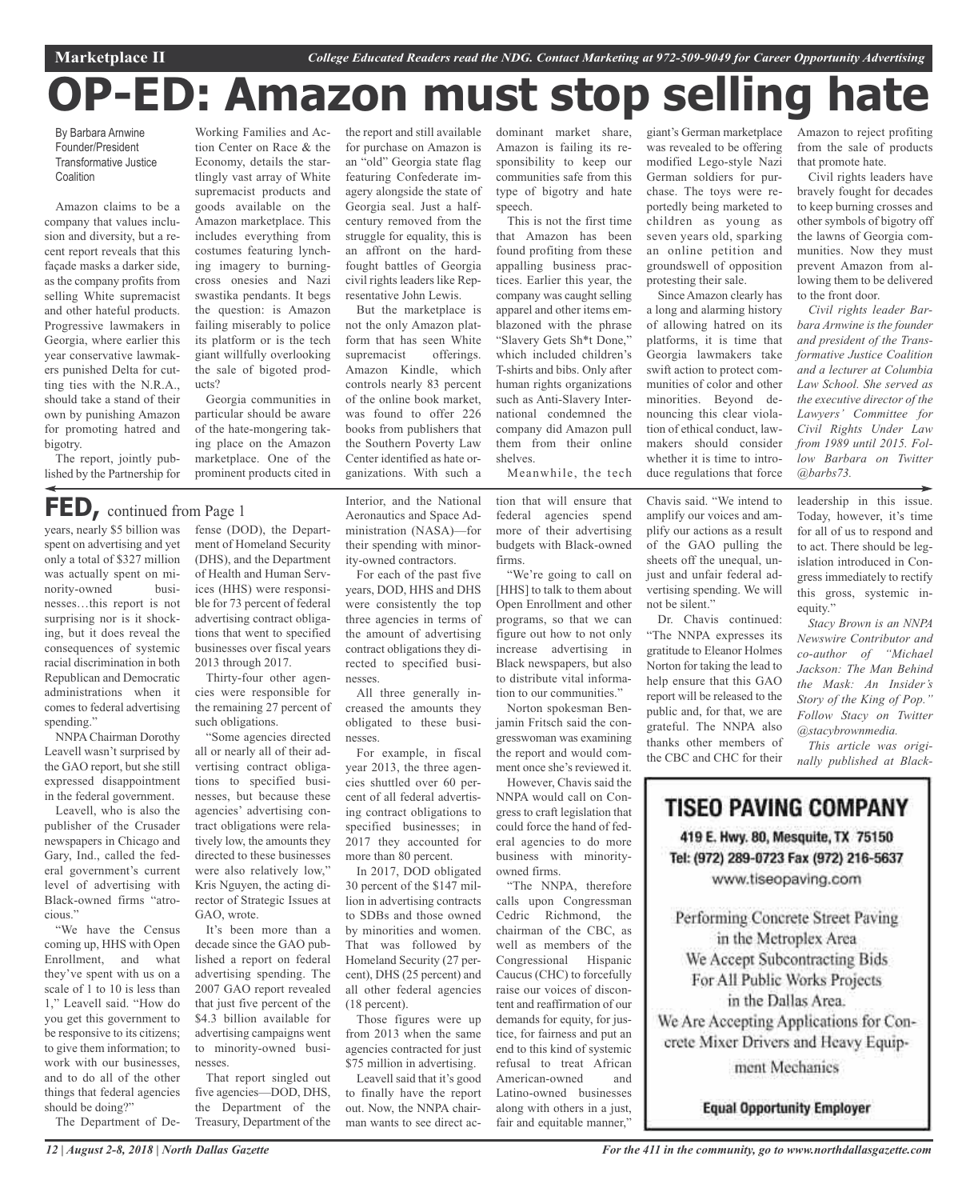# OP-ED: Amazon must stop selling hate

By Barbara Arnwine
Founder/President
Transformative Justice Coalition

Amazon claims to be a company that values inclusion and diversity, but a recent report reveals that this façade masks a darker side, as the company profits from selling White supremacist and other hateful products. Progressive lawmakers in Georgia, where earlier this year conservative lawmakers punished Delta for cutting ties with the N.R.A., should take a stand of their own by punishing Amazon for promoting hatred and bigotry.

The report, jointly published by the Partnership for Working Families and Action Center on Race & the Economy, details the startlingly vast array of White supremacist products and goods available on the Amazon marketplace. This includes everything from costumes featuring lynching imagery to burning-cross onesies and Nazi swastika pendants. It begs the question: is Amazon failing miserably to police its platform or is the tech giant willfully overlooking the sale of bigoted products?

Georgia communities in particular should be aware of the hate-mongering taking place on the Amazon marketplace. One of the prominent products cited in the report and still available for purchase on Amazon is an "old" Georgia state flag featuring Confederate imagery alongside the state of Georgia seal. Just a half-century removed from the struggle for equality, this is an affront on the hard-fought battles of Georgia civil rights leaders like Representative John Lewis.

But the marketplace is not the only Amazon platform that has seen White supremacist offerings. Amazon Kindle, which controls nearly 83 percent of the online book market, was found to offer 226 books from publishers that the Southern Poverty Law Center identified as hate organizations. With such a dominant market share, Amazon is failing its responsibility to keep our communities safe from this type of bigotry and hate speech.

This is not the first time that Amazon has been found profiting from these appalling business practices. Earlier this year, the company was caught selling apparel and other items emblazoned with the phrase "Slavery Gets Sh*t Done," which included children's T-shirts and bibs. Only after human rights organizations such as Anti-Slavery International condemned the company did Amazon pull them from their online shelves.

Meanwhile, the tech giant's German marketplace was revealed to be offering modified Lego-style Nazi German soldiers for purchase. The toys were reportedly being marketed to children as young as seven years old, sparking an online petition and groundswell of opposition protesting their sale.

Since Amazon clearly has a long and alarming history of allowing hatred on its platforms, it is time that Georgia lawmakers take swift action to protect communities of color and other minorities. Beyond denouncing this clear violation of ethical conduct, lawmakers should consider whether it is time to introduce regulations that force Amazon to reject profiting from the sale of products that promote hate.

Civil rights leaders have bravely fought for decades to keep burning crosses and other symbols of bigotry off the lawns of Georgia communities. Now they must prevent Amazon from allowing them to be delivered to the front door.

*Civil rights leader Barbara Arnwine is the founder and president of the Transformative Justice Coalition and a lecturer at Columbia Law School. She served as the executive director of the Lawyers' Committee for Civil Rights Under Law from 1989 until 2015. Follow Barbara on Twitter @barbs73.*

---

## FED, continued from Page 1

years, nearly $5 billion was spent on advertising and yet only a total of $327 million was actually spent on minority-owned businesses…this report is not surprising nor is it shocking, but it does reveal the consequences of systemic racial discrimination in both Republican and Democratic administrations when it comes to federal advertising spending."

NNPA Chairman Dorothy Leavell wasn't surprised by the GAO report, but she still expressed disappointment in the federal government.

Leavell, who is also the publisher of the Crusader newspapers in Chicago and Gary, Ind., called the federal government's current level of advertising with Black-owned firms "atrocious."

"We have the Census coming up, HHS with Open Enrollment, and what they've spent with us on a scale of 1 to 10 is less than 1," Leavell said. "How do you get this government to be responsive to its citizens; to give them information; to work with our businesses, and to do all of the other things that federal agencies should be doing?"

The Department of Defense (DOD), the Department of Homeland Security (DHS), and the Department of Health and Human Services (HHS) were responsible for 73 percent of federal advertising contract obligations that went to specified businesses over fiscal years 2013 through 2017.

Thirty-four other agencies were responsible for the remaining 27 percent of such obligations.

"Some agencies directed all or nearly all of their advertising contract obligations to specified businesses, but because these agencies' advertising contract obligations were relatively low, the amounts they directed to these businesses were also relatively low," Kris Nguyen, the acting director of Strategic Issues at GAO, wrote.

It's been more than a decade since the GAO published a report on federal advertising spending. The 2007 GAO report revealed that just five percent of the $4.3 billion available for advertising campaigns went to minority-owned businesses.

That report singled out five agencies—DOD, DHS, the Department of the Treasury, Department of the Interior, and the National Aeronautics and Space Administration (NASA)—for their spending with minority-owned contractors.

For each of the past five years, DOD, HHS and DHS were consistently the top three agencies in terms of the amount of advertising contract obligations they directed to specified businesses.

All three generally increased the amounts they obligated to these businesses.

For example, in fiscal year 2013, the three agencies shuttled over 60 percent of all federal advertising contract obligations to specified businesses; in 2017 they accounted for more than 80 percent.

In 2017, DOD obligated 30 percent of the $147 million in advertising contracts to SDBs and those owned by minorities and women. That was followed by Homeland Security (27 percent), DHS (25 percent) and all other federal agencies (18 percent).

Those figures were up from 2013 when the same agencies contracted for just $75 million in advertising.

Leavell said that it's good to finally have the report out. Now, the NNPA chairman wants to see direct action that will ensure that federal agencies spend more of their advertising budgets with Black-owned firms.

"We're going to call on [HHS] to talk to them about Open Enrollment and other programs, so that we can figure out how to not only increase advertising in Black newspapers, but also to distribute vital information to our communities."

Norton spokesman Benjamin Fritsch said the congresswoman was examining the report and would comment once she's reviewed it.

However, Chavis said the NNPA would call on Congress to craft legislation that could force the hand of federal agencies to do more business with minority-owned firms.

"The NNPA, therefore calls upon Congressman Cedric Richmond, the chairman of the CBC, as well as members of the Congressional Hispanic Caucus (CHC) to forcefully raise our voices of discontent and reaffirmation of our demands for equity, for justice, for fairness and put an end to this kind of systemic refusal to treat African American-owned and Latino-owned businesses along with others in a just, fair and equitable manner," Chavis said. "We intend to amplify our voices and amplify our actions as a result of the GAO pulling the sheets off the unequal, unjust and unfair federal advertising spending. We will not be silent."

Dr. Chavis continued: "The NNPA expresses its gratitude to Eleanor Holmes Norton for taking the lead to help ensure that this GAO report will be released to the public and, for that, we are grateful. The NNPA also thanks other members of the CBC and CHC for their leadership in this issue. Today, however, it's time for all of us to respond and to act. There should be legislation introduced in Congress immediately to rectify this gross, systemic inequity."

*Stacy Brown is an NNPA Newswire Contributor and co-author of "Michael Jackson: The Man Behind the Mask: An Insider's Story of the King of Pop." Follow Stacy on Twitter @stacybrownmedia.*

*This article was originally published at Black-*

---

**TISEO PAVING COMPANY**

419 E. Hwy. 80, Mesquite, TX 75150
Tel: (972) 289-0723 Fax (972) 216-5637
www.tiseopaving.com

Performing Concrete Street Paving in the Metroplex Area
We Accept Subcontracting Bids For All Public Works Projects in the Dallas Area.
We Are Accepting Applications for Concrete Mixer Drivers and Heavy Equipment Mechanics

**Equal Opportunity Employer**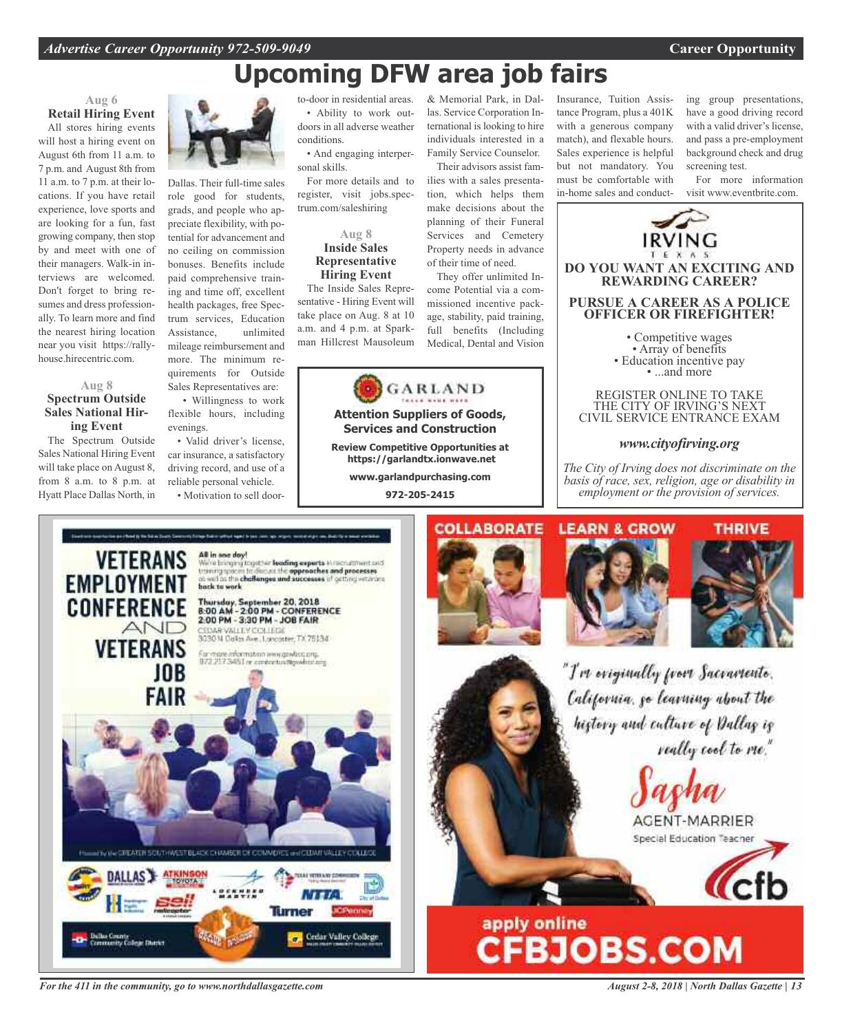# Upcoming DFW area job fairs

**Aug 6**

### Retail Hiring Event

All stores hiring events will host a hiring event on August 6th from 11 a.m. to 7 p.m. and August 8th from 11 a.m. to 7 p.m. at their locations. If you have retail experience, love sports and are looking for a fun, fast growing company, then stop by and meet with one of their managers. Walk-in interviews are welcomed. Don't forget to bring resumes and dress professionally. To learn more and find the nearest hiring location near you visit https://rallyhouse.hirecentric.com.

**Aug 8**

### Spectrum Outside Sales National Hiring Event

The Spectrum Outside Sales National Hiring Event will take place on August 8, from 8 a.m. to 8 p.m. at Hyatt Place Dallas North, in Dallas. Their full-time sales role good for students, grads, and people who appreciate flexibility, with potential for advancement and no ceiling on commission bonuses. Benefits include paid comprehensive training and time off, excellent health packages, free Spectrum services, Education Assistance, unlimited mileage reimbursement and more. The minimum requirements for Outside Sales Representatives are:

- Willingness to work flexible hours, including evenings.
- Valid driver's license, car insurance, a satisfactory driving record, and use of a reliable personal vehicle.
- Motivation to sell door-to-door in residential areas.
- Ability to work outdoors in all adverse weather conditions.
- And engaging interpersonal skills.

For more details and to register, visit jobs.spectrum.com/saleshiring

**Aug 8**

### Inside Sales Representative Hiring Event

The Inside Sales Representative - Hiring Event will take place on Aug. 8 at 10 a.m. and 4 p.m. at Sparkman Hillcrest Mausoleum & Memorial Park, in Dallas. Service Corporation International is looking to hire individuals interested in a Family Service Counselor.

Their advisors assist families with a sales presentation, which helps them make decisions about the planning of their Funeral Services and Cemetery Property needs in advance of their time of need.

They offer unlimited Income Potential via a commissioned incentive package, stability, paid training, full benefits (Including Medical, Dental and Vision Insurance, Tuition Assistance Program, plus a 401K with a generous company match), and flexable hours. Sales experience is helpful but not mandatory. You must be comfortable with in-home sales and conducting group presentations, have a good driving record with a valid driver's license, and pass a pre-employment background check and drug screening test.

For more information visit www.eventbrite.com.

---

**GARLAND**

**Attention Suppliers of Goods, Services and Construction**

**Review Competitive Opportunities at https://garlandtx.ionwave.net**

**www.garlandpurchasing.com**

**972-205-2415**

---

**IRVING TEXAS**

**DO YOU WANT AN EXCITING AND REWARDING CAREER?**

**PURSUE A CAREER AS A POLICE OFFICER OR FIREFIGHTER!**

- Competitive wages
- Array of benefits
- Education incentive pay
- ...and more

REGISTER ONLINE TO TAKE THE CITY OF IRVING'S NEXT CIVIL SERVICE ENTRANCE EXAM

***www.cityofirving.org***

*The City of Irving does not discriminate on the basis of race, sex, religion, age or disability in employment or the provision of services.*

---

**VETERANS EMPLOYMENT CONFERENCE AND VETERANS JOB FAIR**

All in one day! We're bringing together **leading experts** in recruitment and training spaces to discuss the **approaches and processes** as well as the **challenges and successes** of getting veterans **back to work**

**Thursday, September 20, 2018**
**8:00 AM - 2:00 PM - CONFERENCE**
**2:00 PM - 3:30 PM - JOB FAIR**

CEDAR VALLEY COLLEGE
3030 N Dallas Ave., Lancaster, TX 75134

For more information www.gswbcc.org, 972.217.3451 or contactus@gswbcc.org

Hosted by the GREATER SOUTHWEST BLACK CHAMBER OF COMMERCE and CEDAR VALLEY COLLEGE

---

**COLLABORATE LEARN & GROW THRIVE**

"I'm originally from Sacramento, California, so learning about the history and culture of Dallas is really cool to me."

Sasha
AGENT-MARRIER
Special Education Teacher

cfb

**apply online CFBJOBS.COM**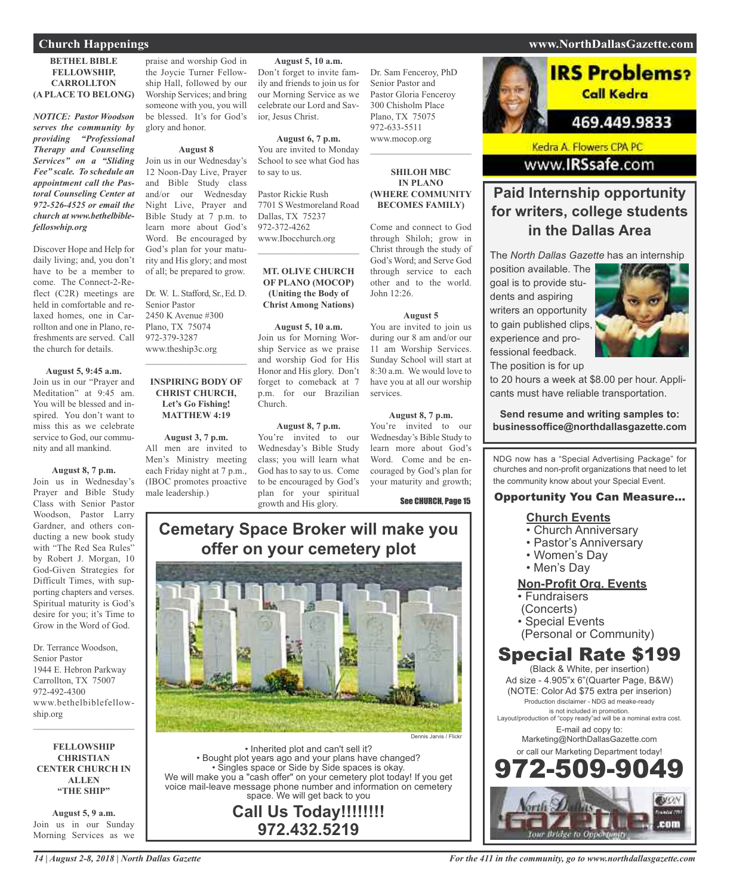## Church Happenings

### BETHEL BIBLE FELLOWSHIP, CARROLLTON (A PLACE TO BELONG)

*NOTICE: Pastor Woodson serves the community by providing "Professional Therapy and Counseling Services" on a "Sliding Fee" scale. To schedule an appointment call the Pastoral Counseling Center at 972-526-4525 or email the church at www.bethelbiblefelloswhip.org*

Discover Hope and Help for daily living; and, you don't have to be a member to come. The Connect-2-Reflect (C2R) meetings are held in comfortable and relaxed homes, one in Carrollton and one in Plano, refreshments are served. Call the church for details.

**August 5, 9:45 a.m.**
Join us in our "Prayer and Meditation" at 9:45 am. You will be blessed and inspired. You don't want to miss this as we celebrate service to God, our community and all mankind.

**August 8, 7 p.m.**
Join us in Wednesday's Prayer and Bible Study Class with Senior Pastor Woodson, Pastor Larry Gardner, and others conducting a new book study with "The Red Sea Rules" by Robert J. Morgan, 10 God-Given Strategies for Difficult Times, with supporting chapters and verses. Spiritual maturity is God's desire for you; it's Time to Grow in the Word of God.

Dr. Terrance Woodson,
Senior Pastor
1944 E. Hebron Parkway
Carrollton, TX 75007
972-492-4300
www.bethelbiblefellowship.org

### FELLOWSHIP CHRISTIAN CENTER CHURCH IN ALLEN "THE SHIP"

**August 5, 9 a.m.**
Join us in our Sunday Morning Services as we praise and worship God in the Joycie Turner Fellowship Hall, followed by our Worship Services; and bring someone with you, you will be blessed. It's for God's glory and honor.

**August 8**
Join us in our Wednesday's 12 Noon-Day Live, Prayer and Bible Study class and/or our Wednesday Night Live, Prayer and Bible Study at 7 p.m. to learn more about God's Word. Be encouraged by God's plan for your maturity and His glory; and most of all; be prepared to grow.

Dr. W. L. Stafford, Sr., Ed. D.
Senior Pastor
2450 K Avenue #300
Plano, TX 75074
972-379-3287
www.theship3c.org

### INSPIRING BODY OF CHRIST CHURCH, Let's Go Fishing! MATTHEW 4:19

**August 3, 7 p.m.**
All men are invited to Men's Ministry meeting each Friday night at 7 p.m., (IBOC promotes proactive male leadership.)

**August 5, 10 a.m.**
Don't forget to invite family and friends to join us for our Morning Service as we celebrate our Lord and Savior, Jesus Christ.

**August 6, 7 p.m.**
You are invited to Monday School to see what God has to say to us.

Pastor Rickie Rush
7701 S Westmoreland Road
Dallas, TX 75237
972-372-4262
www.Ibocchurch.org

### MT. OLIVE CHURCH OF PLANO (MOCOP) (Uniting the Body of Christ Among Nations)

**August 5, 10 a.m.**
Join us for Morning Worship Service as we praise and worship God for His Honor and His glory. Don't forget to comeback at 7 p.m. for our Brazilian Church.

**August 8, 7 p.m.**
You're invited to our Wednesday's Bible Study class; you will learn what God has to say to us. Come to be encouraged by God's plan for your spiritual growth and His glory.

Dr. Sam Fenceroy, PhD
Senior Pastor and
Pastor Gloria Fenceroy
300 Chisholm Place
Plano, TX 75075
972-633-5511
www.mocop.org

### SHILOH MBC IN PLANO (WHERE COMMUNITY BECOMES FAMILY)

Come and connect to God through Shiloh; grow in Christ through the study of God's Word; and Serve God through service to each other and to the world. John 12:26.

**August 5**
You are invited to join us during our 8 am and/or our 11 am Worship Services. Sunday School will start at 8:30 a.m. We would love to have you at all our worship services.

**August 8, 7 p.m.**
You're invited to our Wednesday's Bible Study to learn more about God's Word. Come and be encouraged by God's plan for your maturity and growth;

See CHURCH, Page 15

---

## Cemetary Space Broker will make you offer on your cemetery plot

Dennis Jarvis / Flickr

- Inherited plot and can't sell it?
- Bought plot years ago and your plans have changed?
- Singles space or Side by Side spaces is okay.

We will make you a "cash offer" on your cemetery plot today! If you get voice mail-leave message phone number and information on cemetery space. We will get back to you

**Call Us Today!!!!!!!!**
**972.432.5219**

---

**IRS Problems? Call Kedra**
469.449.9833
Kedra A. Flowers CPA PC
www.IRSsafe.com

---

## Paid Internship opportunity for writers, college students in the Dallas Area

The *North Dallas Gazette* has an internship position available. The goal is to provide students and aspiring writers an opportunity to gain published clips, experience and professional feedback. The position is for up to 20 hours a week at $8.00 per hour. Applicants must have reliable transportation.

**Send resume and writing samples to: businessoffice@northdallasgazette.com**

---

NDG now has a "Special Advertising Package" for churches and non-profit organizations that need to let the community know about your Special Event.

**Opportunity You Can Measure...**

**Church Events**
- Church Anniversary
- Pastor's Anniversary
- Women's Day
- Men's Day

**Non-Profit Org. Events**
- Fundraisers (Concerts)
- Special Events (Personal or Community)

## Special Rate $199

(Black & White, per insertion)
Ad size - 4.905"x 6"(Quarter Page, B&W)
(NOTE: Color Ad $75 extra per inserion)
Production disclaimer - NDG ad meake-ready is not included in promotion.
Layout/production of "copy ready"ad will be a nominal extra cost.
E-mail ad copy to:
Marketing@NorthDallasGazette.com
or call our Marketing Department today!

**972-509-9049**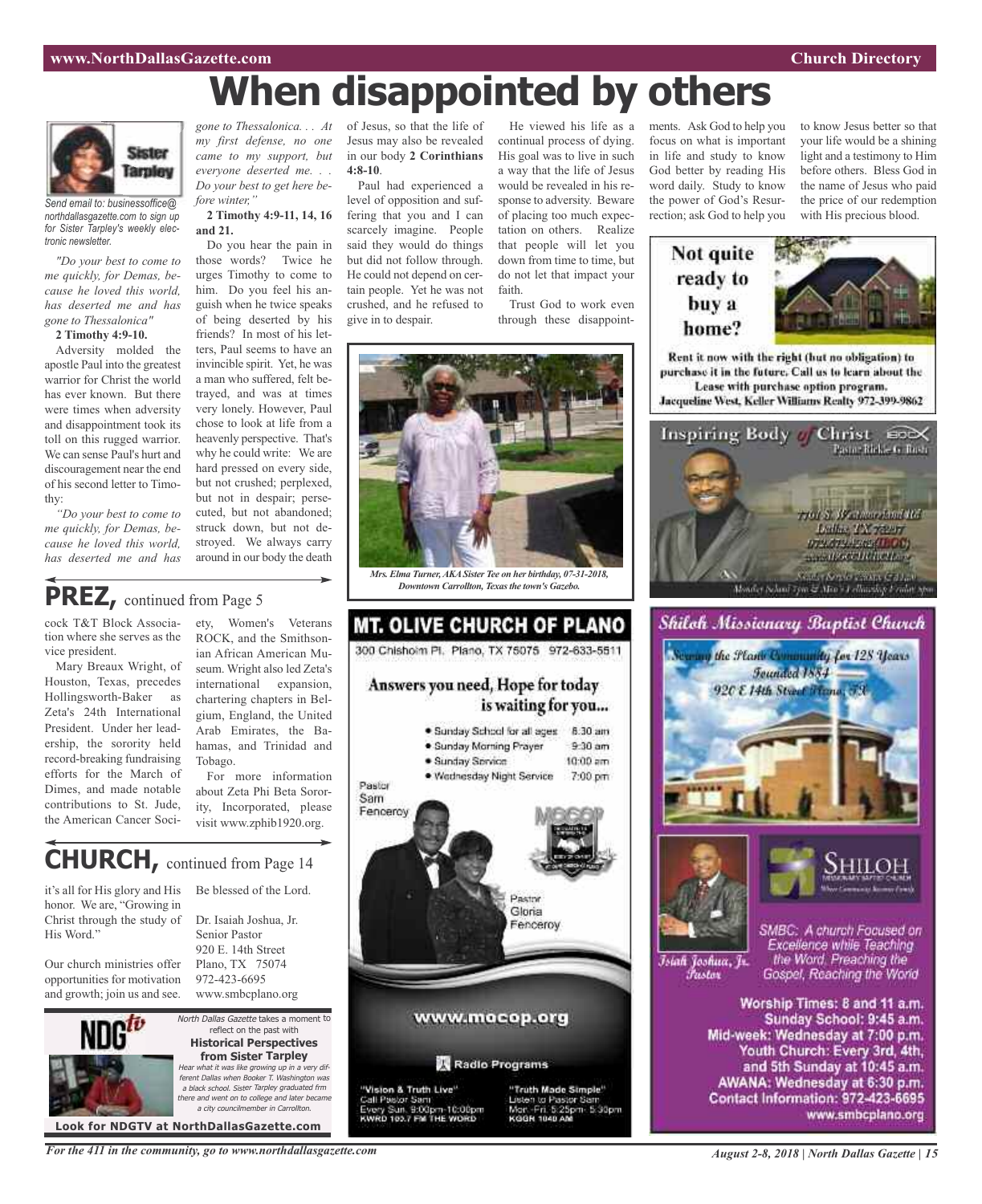# When disappointed by others

Sister Tarpley

*Send email to: businessoffice@northdallasgazette.com to sign up for Sister Tarpley's weekly electronic newsletter.*

*"Do your best to come to me quickly, for Demas, because he loved this world, has deserted me and has gone to Thessalonica"*

**2 Timothy 4:9-10.**

Adversity molded the apostle Paul into the greatest warrior for Christ the world has ever known. But there were times when adversity and disappointment took its toll on this rugged warrior. We can sense Paul's hurt and discouragement near the end of his second letter to Timothy:

*"Do your best to come to me quickly, for Demas, because he loved this world, has deserted me and has gone to Thessalonica. . . At my first defense, no one came to my support, but everyone deserted me. . . Do your best to get here before winter,"*

**2 Timothy 4:9-11, 14, 16 and 21.**

Do you hear the pain in those words? Twice he urges Timothy to come to him. Do you feel his anguish when he twice speaks of being deserted by his friends? In most of his letters, Paul seems to have an invincible spirit. Yet, he was a man who suffered, felt betrayed, and was at times very lonely. However, Paul chose to look at life from a heavenly perspective. That's why he could write: We are hard pressed on every side, but not crushed; perplexed, but not in despair; persecuted, but not abandoned; struck down, but not destroyed. We always carry around in our body the death of Jesus, so that the life of Jesus may also be revealed in our body **2 Corinthians 4:8-10**.

Paul had experienced a level of opposition and suffering that you and I can scarcely imagine. People said they would do things but did not follow through. He could not depend on certain people. Yet he was not crushed, and he refused to give in to despair.

He viewed his life as a continual process of dying. His goal was to live in such a way that the life of Jesus would be revealed in his response to adversity. Beware of placing too much expectation on others. Realize that people will let you down from time to time, but do not let that impact your faith.

Trust God to work even through these disappointments. Ask God to help you focus on what is important in life and study to know God better by reading His word daily. Study to know the power of God's Resurrection; ask God to help you to know Jesus better so that your life would be a shining light and a testimony to Him before others. Bless God in the name of Jesus who paid the price of our redemption with His precious blood.

*Mrs. Elma Turner, AKA Sister Tee on her birthday, 07-31-2018, Downtown Carrollton, Texas the town's Gazebo.*

## PREZ, continued from Page 5

cock T&T Block Association where she serves as the vice president.

Mary Breaux Wright, of Houston, Texas, precedes Hollingsworth-Baker as Zeta's 24th International President. Under her leadership, the sorority held record-breaking fundraising efforts for the March of Dimes, and made notable contributions to St. Jude, the American Cancer Society, Women's Veterans ROCK, and the Smithsonian African American Museum. Wright also led Zeta's international expansion, chartering chapters in Belgium, England, the United Arab Emirates, the Bahamas, and Trinidad and Tobago.

For more information about Zeta Phi Beta Sorority, Incorporated, please visit www.zphib1920.org.

## CHURCH, continued from Page 14

it's all for His glory and His honor. We are, "Growing in Christ through the study of His Word."

Our church ministries offer opportunities for motivation and growth; join us and see. Be blessed of the Lord.

Dr. Isaiah Joshua, Jr.
Senior Pastor
920 E. 14th Street
Plano, TX 75074
972-423-6695
www.smbcplano.org

NDGtv

*North Dallas Gazette* takes a moment to reflect on the past with
**Historical Perspectives from Sister Tarpley**
*Hear what it was like growing up in a very different Dallas when Booker T. Washington was a black school. Sister Tarpley graduated frm there and went on to college and later became a city councilmember in Carrollton.*

**Look for NDGTV at NorthDallasGazette.com**

**Not quite ready to buy a home?**

**Rent it now with the right (but no obligation) to purchase it in the future. Call us to learn about the Lease with purchase option program. Jacqueline West, Keller Williams Realty 972-399-9862**

Inspiring Body of Christ
Pastor Rickie G. Rush

## MT. OLIVE CHURCH OF PLANO

300 Chisholm Pl. Plano, TX 75075 972-633-5511

**Answers you need, Hope for today is waiting for you...**

- Sunday School for all ages 8:30 am
- Sunday Morning Prayer 9:30 am
- Sunday Service 10:00 am
- Wednesday Night Service 7:00 pm

Pastor Sam Fenceroy

Pastor Gloria Fenceroy

www.mocop.org

Radio Programs

"Vision & Truth Live"
Call Pastor Sam
Every Sun. 9:00pm-10:00pm
KWRD 103.7 FM THE WORD

"Truth Made Simple"
Listen to Pastor Sam
Mon.-Fri. 5:25pm- 5:30pm
KGGR 1040 AM

## Shiloh Missionary Baptist Church

Serving the Plano Community for 128 Years
Founded 1884
920 E 14th Street Plano, TX

Isiah Joshua, Jr.
Pastor

SHILOH

SMBC: A church Focused on Excellence while Teaching the Word. Preaching the Gospel, Reaching the World

**Worship Times: 8 and 11 a.m.**
**Sunday School: 9:45 a.m.**
**Mid-week: Wednesday at 7:00 p.m.**
**Youth Church: Every 3rd, 4th, and 5th Sunday at 10:45 a.m.**
**AWANA: Wednesday at 6:30 p.m.**
**Contact Information: 972-423-6695**
**www.smbcplano.org**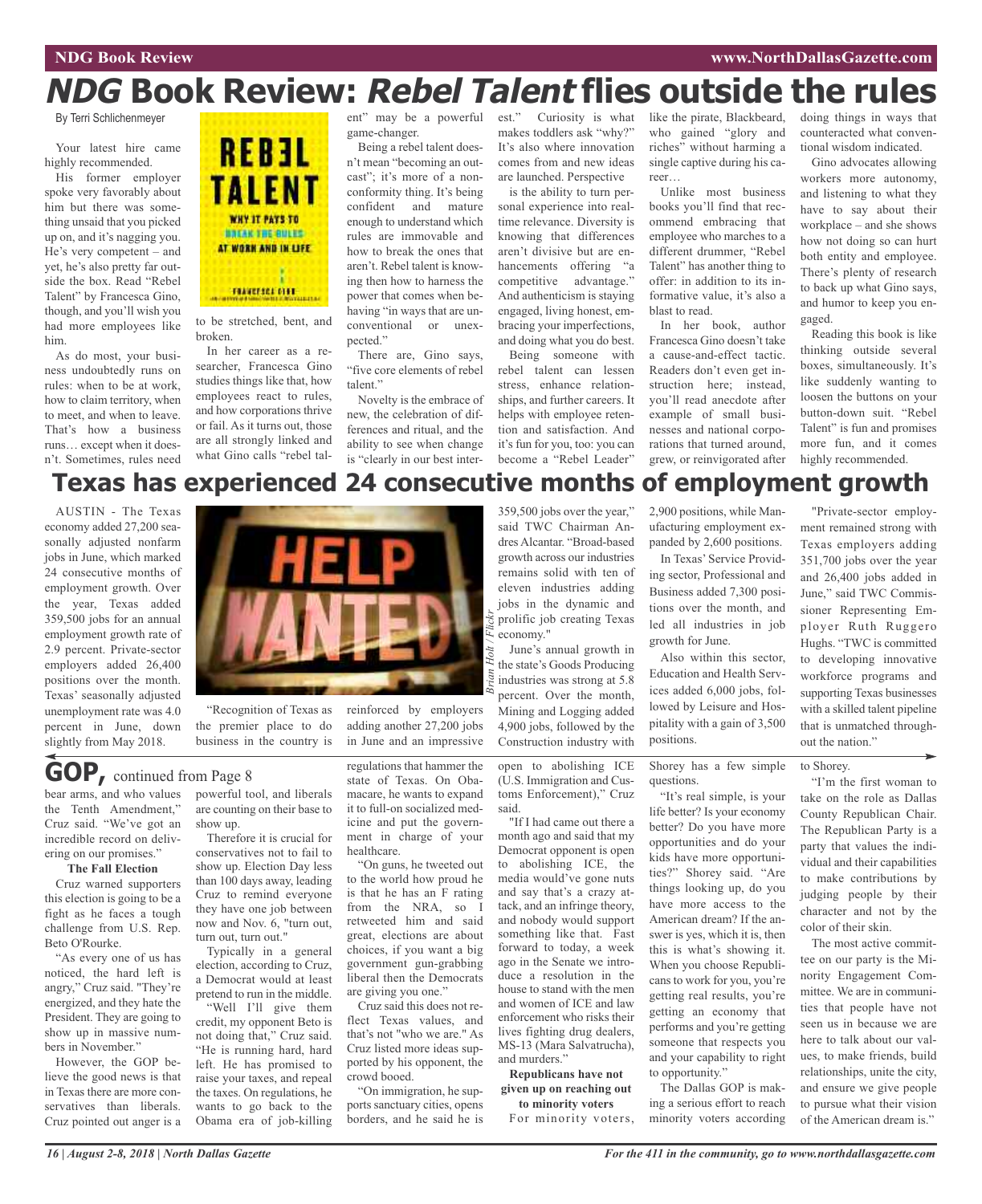# *NDG* Book Review: *Rebel Talent* flies outside the rules

By Terri Schlichenmeyer

Your latest hire came highly recommended.

His former employer spoke very favorably about him but there was something unsaid that you picked up on, and it's nagging you. He's very competent – and yet, he's also pretty far outside the box. Read "Rebel Talent" by Francesca Gino, though, and you'll wish you had more employees like him.

As do most, your business undoubtedly runs on rules: when to be at work, how to claim territory, when to meet, and when to leave. That's how a business runs… except when it doesn't. Sometimes, rules need to be stretched, bent, and broken.

In her career as a researcher, Francesca Gino studies things like that, how employees react to rules, and how corporations thrive or fail. As it turns out, those are all strongly linked and what Gino calls "rebel talent" may be a powerful game-changer.

Being a rebel talent doesn't mean "becoming an outcast"; it's more of a nonconformity thing. It's being confident and mature enough to understand which rules are immovable and how to break the ones that aren't. Rebel talent is knowing then how to harness the power that comes when behaving "in ways that are unconventional or unexpected."

There are, Gino says, "five core elements of rebel talent."

Novelty is the embrace of new, the celebration of differences and ritual, and the ability to see when change is "clearly in our best interest." Curiosity is what makes toddlers ask "why?" It's also where innovation comes from and new ideas are launched. Perspective is the ability to turn personal experience into realtime relevance. Diversity is knowing that differences aren't divisive but are enhancements offering "a competitive advantage." And authenticism is staying engaged, living honest, embracing your imperfections, and doing what you do best.

Being someone with rebel talent can lessen stress, enhance relationships, and further careers. It helps with employee retention and satisfaction. And it's fun for you, too: you can become a "Rebel Leader" like the pirate, Blackbeard, who gained "glory and riches" without harming a single captive during his career…

Unlike most business books you'll find that recommend embracing that employee who marches to a different drummer, "Rebel Talent" has another thing to offer: in addition to its informative value, it's also a blast to read.

In her book, author Francesca Gino doesn't take a cause-and-effect tactic. Readers don't even get instruction here; instead, you'll read anecdote after example of small businesses and national corporations that turned around, grew, or reinvigorated after doing things in ways that counteracted what conventional wisdom indicated.

Gino advocates allowing workers more autonomy, and listening to what they have to say about their workplace – and she shows how not doing so can hurt both entity and employee. There's plenty of research to back up what Gino says, and humor to keep you engaged.

Reading this book is like thinking outside several boxes, simultaneously. It's like suddenly wanting to loosen the buttons on your button-down suit. "Rebel Talent" is fun and promises more fun, and it comes highly recommended.

# Texas has experienced 24 consecutive months of employment growth

AUSTIN - The Texas economy added 27,200 seasonally adjusted nonfarm jobs in June, which marked 24 consecutive months of employment growth. Over the year, Texas added 359,500 jobs for an annual employment growth rate of 2.9 percent. Private-sector employers added 26,400 positions over the month. Texas' seasonally adjusted unemployment rate was 4.0 percent in June, down slightly from May 2018.

Brian Holt / Flickr

"Recognition of Texas as the premier place to do business in the country is reinforced by employers adding another 27,200 jobs in June and an impressive 359,500 jobs over the year," said TWC Chairman Andres Alcantar. "Broad-based growth across our industries remains solid with ten of eleven industries adding jobs in the dynamic and prolific job creating Texas economy."

June's annual growth in the state's Goods Producing industries was strong at 5.8 percent. Over the month, Mining and Logging added 4,900 jobs, followed by the Construction industry with 2,900 positions, while Manufacturing employment expanded by 2,600 positions.

In Texas' Service Providing sector, Professional and Business added 7,300 positions over the month, and led all industries in job growth for June.

Also within this sector, Education and Health Services added 6,000 jobs, followed by Leisure and Hospitality with a gain of 3,500 positions.

"Private-sector employment remained strong with Texas employers adding 351,700 jobs over the year and 26,400 jobs added in June," said TWC Commissioner Representing Employer Ruth Ruggero Hughs. "TWC is committed to developing innovative workforce programs and supporting Texas businesses with a skilled talent pipeline that is unmatched throughout the nation."

## GOP, continued from Page 8

bear arms, and who values the Tenth Amendment," Cruz said. "We've got an incredible record on delivering on our promises."

**The Fall Election**

Cruz warned supporters this election is going to be a fight as he faces a tough challenge from U.S. Rep. Beto O'Rourke.

"As every one of us has noticed, the hard left is angry," Cruz said. "They're energized, and they hate the President. They are going to show up in massive numbers in November."

However, the GOP believe the good news is that in Texas there are more conservatives than liberals. Cruz pointed out anger is a powerful tool, and liberals are counting on their base to show up.

Therefore it is crucial for conservatives not to fail to show up. Election Day less than 100 days away, leading Cruz to remind everyone they have one job between now and Nov. 6, "turn out, turn out, turn out."

Typically in a general election, according to Cruz, a Democrat would at least pretend to run in the middle.

"Well I'll give them credit, my opponent Beto is not doing that," Cruz said. "He is running hard, hard left. He has promised to raise your taxes, and repeal the taxes. On regulations, he wants to go back to the Obama era of job-killing regulations that hammer the state of Texas. On Obamacare, he wants to expand it to full-on socialized medicine and put the government in charge of your healthcare.

"On guns, he tweeted out to the world how proud he is that he has an F rating from the NRA, so I retweeted him and said great, elections are about choices, if you want a big government gun-grabbing liberal then the Democrats are giving you one."

Cruz said this does not reflect Texas values, and that's not "who we are." As Cruz listed more ideas supported by his opponent, the crowd booed.

"On immigration, he supports sanctuary cities, opens borders, and he said he is open to abolishing ICE (U.S. Immigration and Customs Enforcement)," Cruz said.

"If I had came out there a month ago and said that my Democrat opponent is open to abolishing ICE, the media would've gone nuts and say that's a crazy attack, and an infringe theory, and nobody would support something like that. Fast forward to today, a week ago in the Senate we introduce a resolution in the house to stand with the men and women of ICE and law enforcement who risks their lives fighting drug dealers, MS-13 (Mara Salvatrucha), and murders."

**Republicans have not given up on reaching out to minority voters**

For minority voters, Shorey has a few simple questions.

"It's real simple, is your life better? Is your economy better? Do you have more opportunities and do your kids have more opportunities?" Shorey said. "Are things looking up, do you have more access to the American dream? If the answer is yes, which it is, then this is what's showing it. When you choose Republicans to work for you, you're getting real results, you're getting an economy that performs and you're getting someone that respects you and your capability to right to opportunity."

The Dallas GOP is making a serious effort to reach minority voters according to Shorey.

"I'm the first woman to take on the role as Dallas County Republican Chair. The Republican Party is a party that values the individual and their capabilities to make contributions by judging people by their character and not by the color of their skin.

The most active committee on our party is the Minority Engagement Committee. We are in communities that people have not seen us in because we are here to talk about our values, to make friends, build relationships, unite the city, and ensure we give people to pursue what their vision of the American dream is."